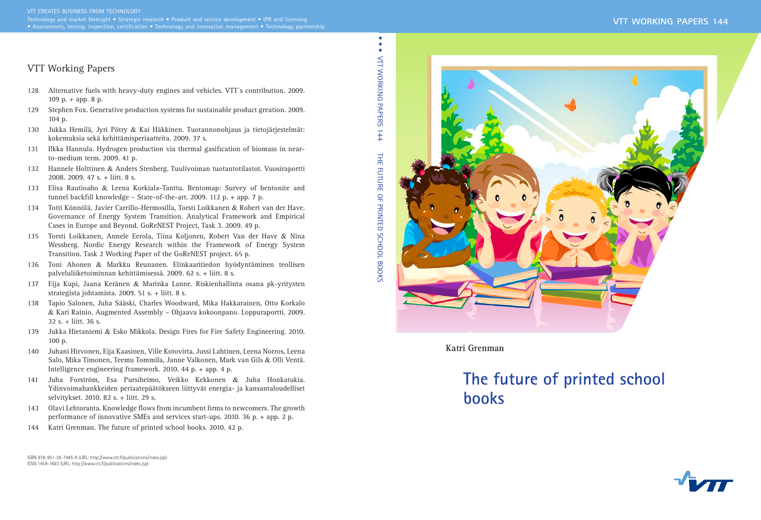VTT CREATES BUSINESS FROM TECHNOLOGY

Technology and market foresight • Strategic research • Product and service development • IPR and licensing • Assessments, testing, inspection, certification • Technology and innovation management • Technology partnership

VTT WORKING PAPERS 144

## VTT Working Papers

128 Alternative fuels with heavy-duty engines and vehicles. VTT´s contribution. 2009. 109 p. + app. 8 p.

129 Stephen Fox. Generative production systems for sustainable product greation. 2009. 104 p.

130 Jukka Hemilä, Jyri Pötry & Kai Häkkinen. Tuotannonohjaus ja tietojärjestelmät: kokemuksia sekä kehittämisperiaatteita. 2009. 37 s.

131 Ilkka Hannula. Hydrogen production via thermal gasification of biomass in near-to-medium term. 2009. 41 p.

132 Hannele Holttinen & Anders Stenberg. Tuulivoiman tuotantotilastot. Vuosiraportti 2008. 2009. 47 s. + liitt. 8 s.

133 Elisa Rautioaho & Leena Korkiala-Tanttu. Bentomap: Survey of bentonite and tunnel backfill knowledge – State-of-the-art. 2009. 112 p. + app. 7 p.

134 Totti Könnölä, Javier Carrillo-Hermosilla, Torsti Loikkanen & Robert van der Have. Governance of Energy System Transition. Analytical Framework and Empirical Cases in Europe and Beyond. GoReNEST Project, Task 3. 2009. 49 p.

135 Torsti Loikkanen, Annele Eerola, Tiina Koljonen, Robert Van der Have & Nina Wessberg. Nordic Energy Research within the Framework of Energy System Transition. Task 2 Working Paper of the GoReNEST project. 65 p.

136 Toni Ahonen & Markku Reunanen. Elinkaaritiedon hyödyntäminen teollisen palveluliiketoiminnan kehittämisessä. 2009. 62 s. + liitt. 8 s.

137 Eija Kupi, Jaana Keränen & Marinka Lanne. Riskienhallinta osana pk-yritysten strategista johtamista. 2009. 51 s. + liitt. 8 s.

138 Tapio Salonen, Juha Sääski, Charles Woodward, Mika Hakkarainen, Otto Korkalo & Kari Rainio. Augmented Assembly – Ohjaava kokoonpano. Loppuraportti. 2009. 32 s. + liitt. 36 s.

139 Jukka Hietaniemi & Esko Mikkola. Design Fires for Fire Safety Engineering. 2010. 100 p.

140 Juhani Hirvonen, Eija Kaasinen, Ville Kotovirta, Jussi Lahtinen, Leena Norros, Leena Salo, Mika Timonen, Teemu Tommila, Janne Valkonen, Mark van Gils & Olli Ventä. Intelligence engineering framework. 2010. 44 p. + app. 4 p.

141 Juha Forström, Esa Pursiheimo, Veikko Kekkonen & Juha Honkatukia. Ydinvoimahankkeiden periaatepäätökseen liittyvät energia- ja kansantaloudelliset selvitykset. 2010. 82 s. + liitt. 29 s.

143 Olavi Lehtoranta. Knowledge flows from incumbent firms to newcomers. The growth performance of innovative SMEs and services start-ups. 2010. 36 p. + app. 2 p.

144 Katri Grenman. The future of printed school books. 2010. 42 p.

ISBN 978-951-38-7485-8 (URL: http://www.vtt.fi/publications/index.jsp)
ISSN 1459-7683 (URL: http://www.vtt.fi/publications/index.jsp)

VTT WORKING PAPERS 144 THE FUTURE OF PRINTED SCHOOL BOOKS

**Katri Grenman**

# The future of printed school books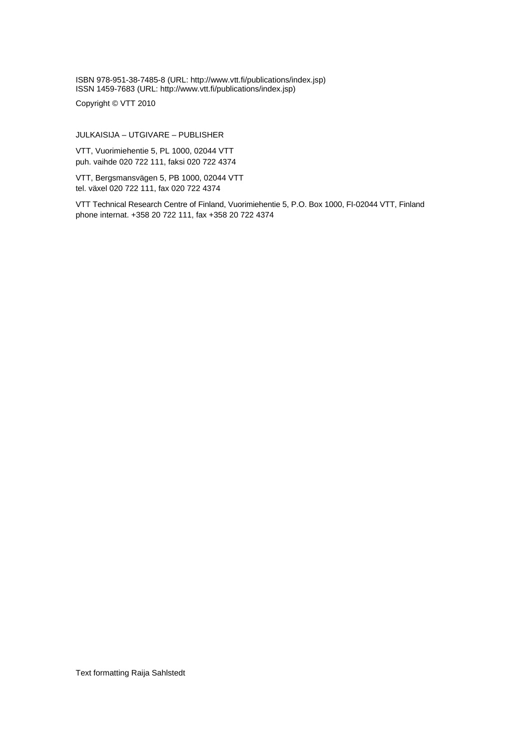ISBN 978-951-38-7485-8 (URL: http://www.vtt.fi/publications/index.jsp)
ISSN 1459-7683 (URL: http://www.vtt.fi/publications/index.jsp)

Copyright © VTT 2010

JULKAISIJA – UTGIVARE – PUBLISHER

VTT, Vuorimiehentie 5, PL 1000, 02044 VTT
puh. vaihde 020 722 111, faksi 020 722 4374

VTT, Bergsmansvägen 5, PB 1000, 02044 VTT
tel. växel 020 722 111, fax 020 722 4374

VTT Technical Research Centre of Finland, Vuorimiehentie 5, P.O. Box 1000, FI-02044 VTT, Finland
phone internat. +358 20 722 111, fax +358 20 722 4374

Text formatting Raija Sahlstedt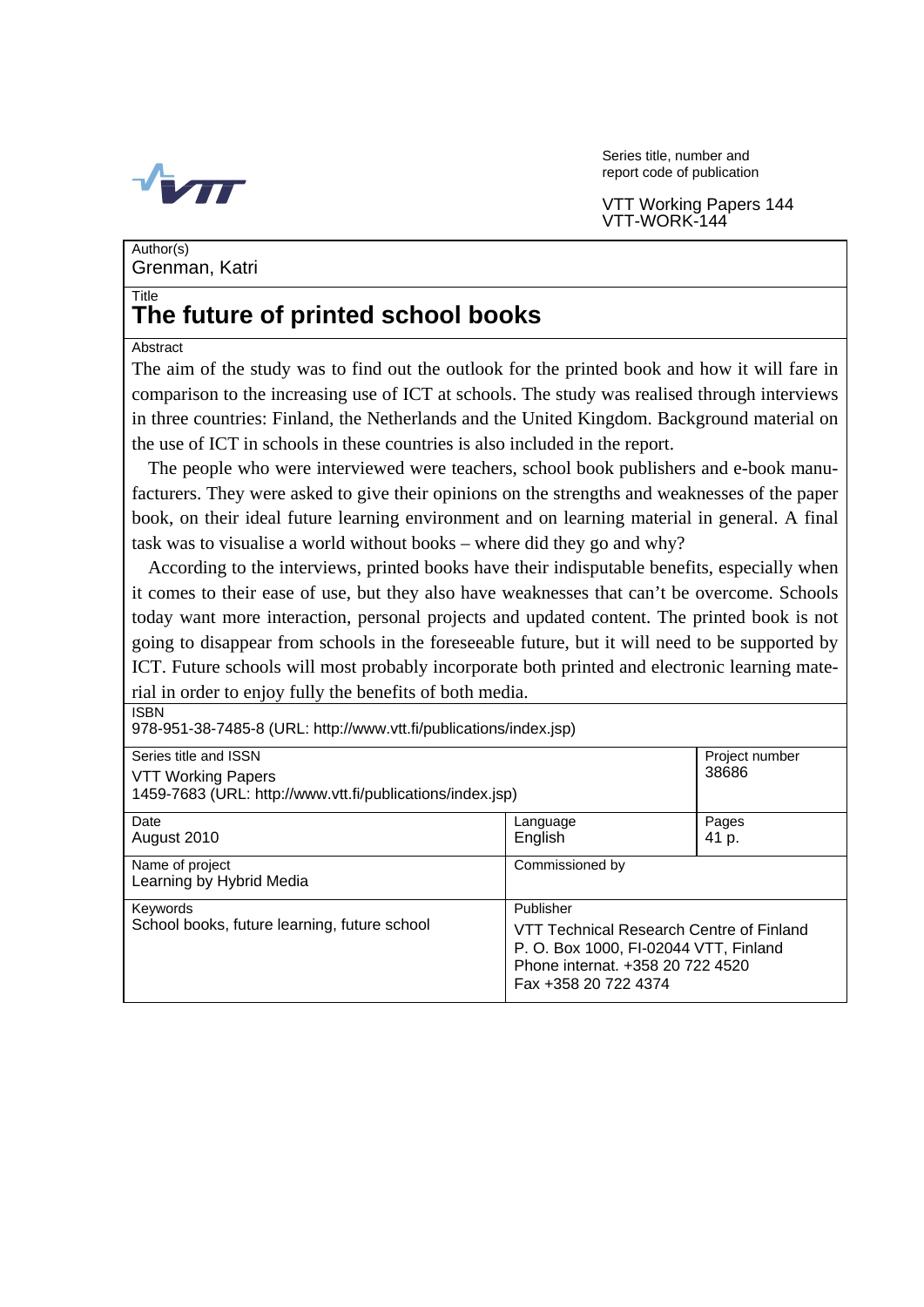Series title, number and report code of publication

VTT Working Papers 144
VTT-WORK-144

Author(s)
Grenman, Katri

Title

# The future of printed school books

Abstract

The aim of the study was to find out the outlook for the printed book and how it will fare in comparison to the increasing use of ICT at schools. The study was realised through interviews in three countries: Finland, the Netherlands and the United Kingdom. Background material on the use of ICT in schools in these countries is also included in the report.

The people who were interviewed were teachers, school book publishers and e-book manufacturers. They were asked to give their opinions on the strengths and weaknesses of the paper book, on their ideal future learning environment and on learning material in general. A final task was to visualise a world without books – where did they go and why?

According to the interviews, printed books have their indisputable benefits, especially when it comes to their ease of use, but they also have weaknesses that can't be overcome. Schools today want more interaction, personal projects and updated content. The printed book is not going to disappear from schools in the foreseeable future, but it will need to be supported by ICT. Future schools will most probably incorporate both printed and electronic learning material in order to enjoy fully the benefits of both media.

ISBN
978-951-38-7485-8 (URL: http://www.vtt.fi/publications/index.jsp)

| Series title and ISSN | | Project number |
|---|---|---|
| VTT Working Papers<br>1459-7683 (URL: http://www.vtt.fi/publications/index.jsp) | | 38686 |
| Date<br>August 2010 | Language<br>English | Pages<br>41 p. |
| Name of project<br>Learning by Hybrid Media | Commissioned by | |
| Keywords<br>School books, future learning, future school | Publisher<br>VTT Technical Research Centre of Finland<br>P. O. Box 1000, FI-02044 VTT, Finland<br>Phone internat. +358 20 722 4520<br>Fax +358 20 722 4374 | |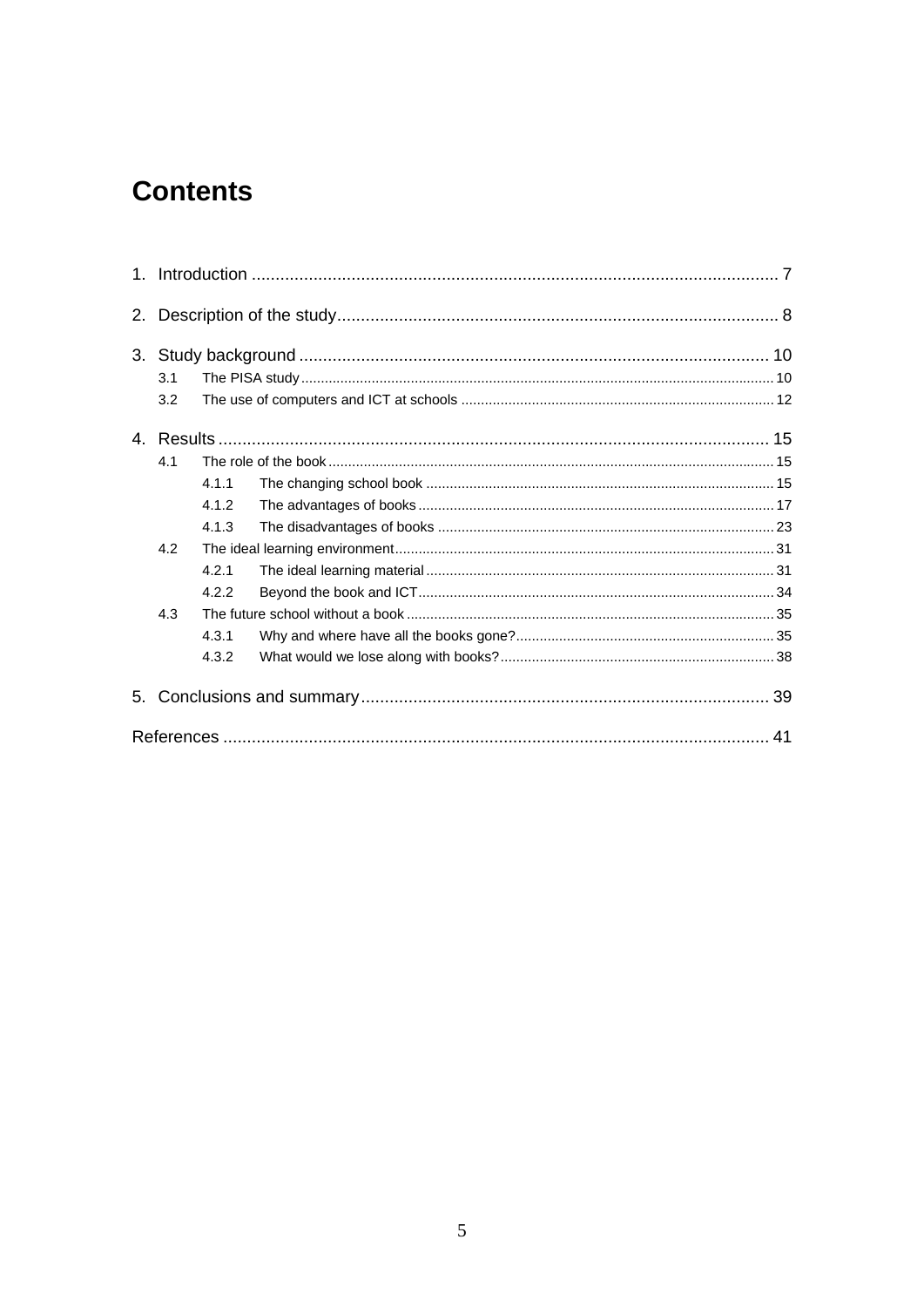# Contents

1. Introduction ........................................................................................................ 7

2. Description of the study.................................................................................... 8

3. Study background ............................................................................................ 10
   - 3.1 The PISA study ........................................................................................ 10
   - 3.2 The use of computers and ICT at schools ............................................... 12

4. Results .............................................................................................................. 15
   - 4.1 The role of the book ................................................................................. 15
     - 4.1.1 The changing school book ................................................................ 15
     - 4.1.2 The advantages of books .................................................................. 17
     - 4.1.3 The disadvantages of books .............................................................. 23
   - 4.2 The ideal learning environment ............................................................... 31
     - 4.2.1 The ideal learning material ................................................................ 31
     - 4.2.2 Beyond the book and ICT .................................................................. 34
   - 4.3 The future school without a book ............................................................ 35
     - 4.3.1 Why and where have all the books gone? .......................................... 35
     - 4.3.2 What would we lose along with books? .............................................. 38

5. Conclusions and summary ................................................................................ 39

References ............................................................................................................. 41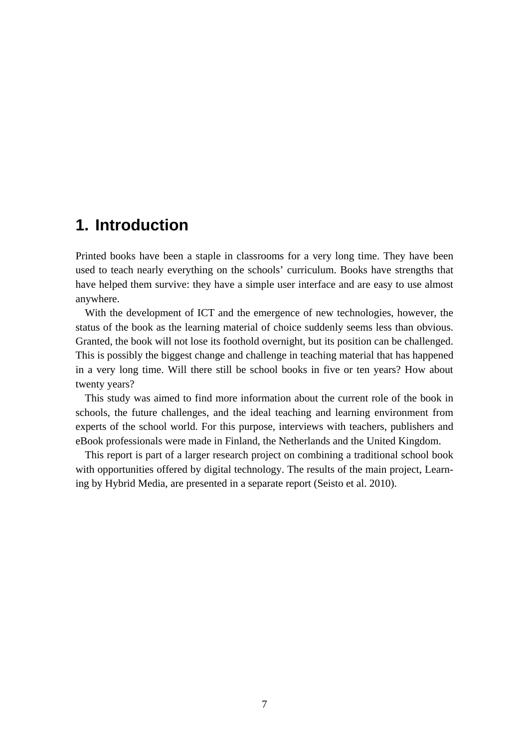# 1. Introduction

Printed books have been a staple in classrooms for a very long time. They have been used to teach nearly everything on the schools' curriculum. Books have strengths that have helped them survive: they have a simple user interface and are easy to use almost anywhere.

With the development of ICT and the emergence of new technologies, however, the status of the book as the learning material of choice suddenly seems less than obvious. Granted, the book will not lose its foothold overnight, but its position can be challenged. This is possibly the biggest change and challenge in teaching material that has happened in a very long time. Will there still be school books in five or ten years? How about twenty years?

This study was aimed to find more information about the current role of the book in schools, the future challenges, and the ideal teaching and learning environment from experts of the school world. For this purpose, interviews with teachers, publishers and eBook professionals were made in Finland, the Netherlands and the United Kingdom.

This report is part of a larger research project on combining a traditional school book with opportunities offered by digital technology. The results of the main project, Learning by Hybrid Media, are presented in a separate report (Seisto et al. 2010).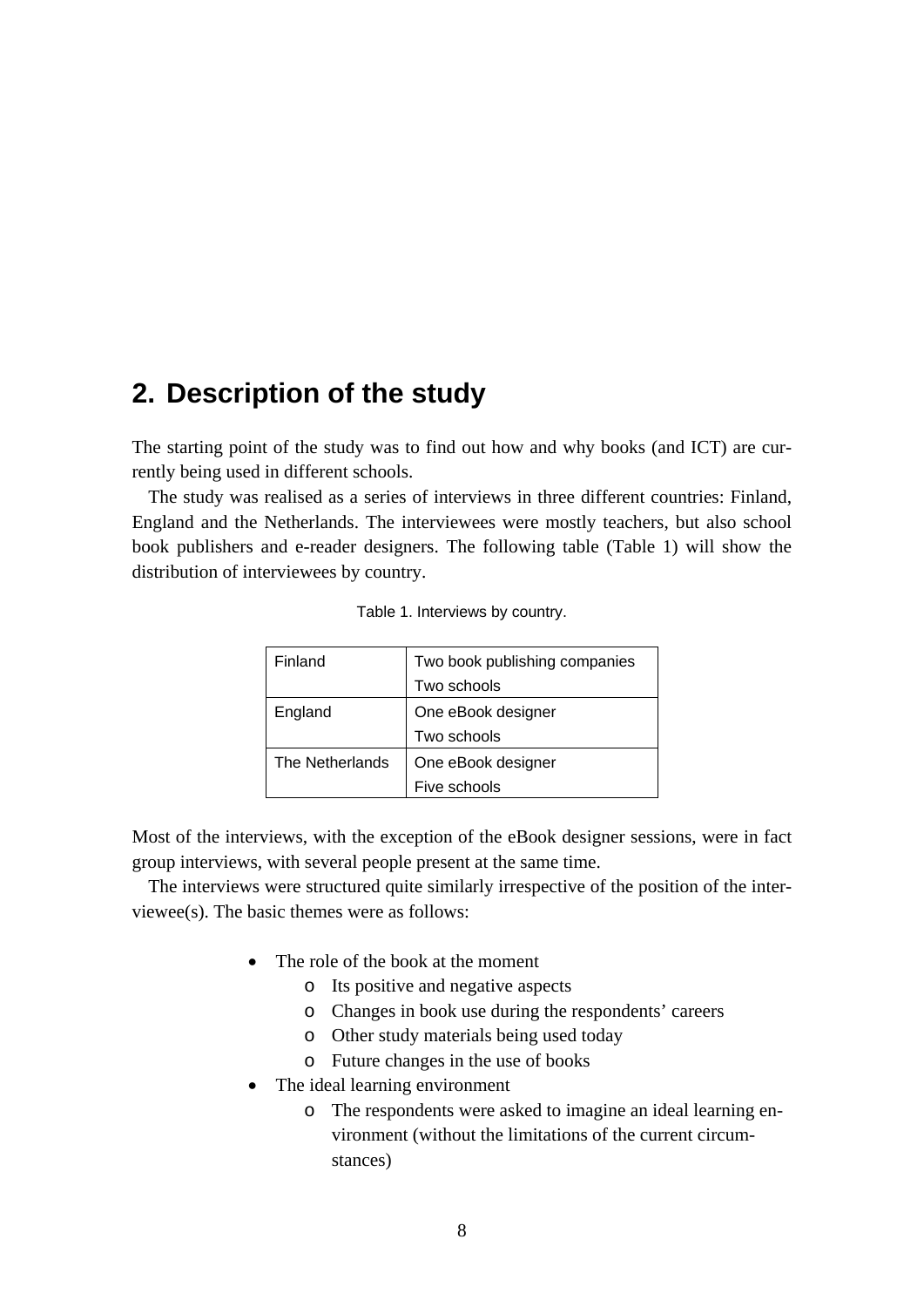# 2. Description of the study

The starting point of the study was to find out how and why books (and ICT) are currently being used in different schools.

The study was realised as a series of interviews in three different countries: Finland, England and the Netherlands. The interviewees were mostly teachers, but also school book publishers and e-reader designers. The following table (Table 1) will show the distribution of interviewees by country.

Table 1. Interviews by country.

| | |
|---|---|
| Finland | Two book publishing companies<br>Two schools |
| England | One eBook designer<br>Two schools |
| The Netherlands | One eBook designer<br>Five schools |

Most of the interviews, with the exception of the eBook designer sessions, were in fact group interviews, with several people present at the same time.

The interviews were structured quite similarly irrespective of the position of the interviewee(s). The basic themes were as follows:

- The role of the book at the moment
  - Its positive and negative aspects
  - Changes in book use during the respondents' careers
  - Other study materials being used today
  - Future changes in the use of books
- The ideal learning environment
  - The respondents were asked to imagine an ideal learning environment (without the limitations of the current circumstances)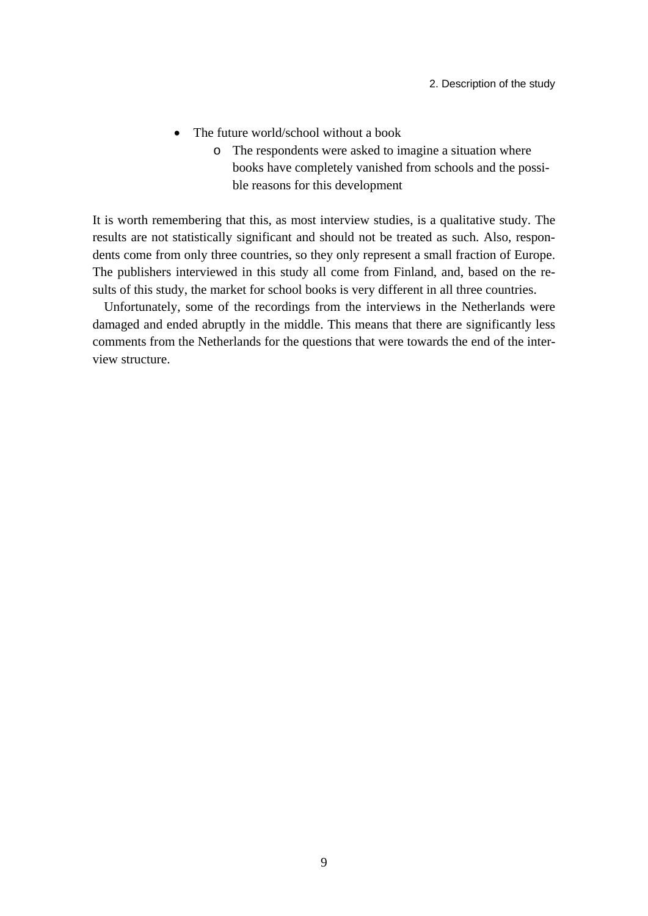- The future world/school without a book
  - The respondents were asked to imagine a situation where books have completely vanished from schools and the possible reasons for this development

It is worth remembering that this, as most interview studies, is a qualitative study. The results are not statistically significant and should not be treated as such. Also, respondents come from only three countries, so they only represent a small fraction of Europe. The publishers interviewed in this study all come from Finland, and, based on the results of this study, the market for school books is very different in all three countries.

Unfortunately, some of the recordings from the interviews in the Netherlands were damaged and ended abruptly in the middle. This means that there are significantly less comments from the Netherlands for the questions that were towards the end of the interview structure.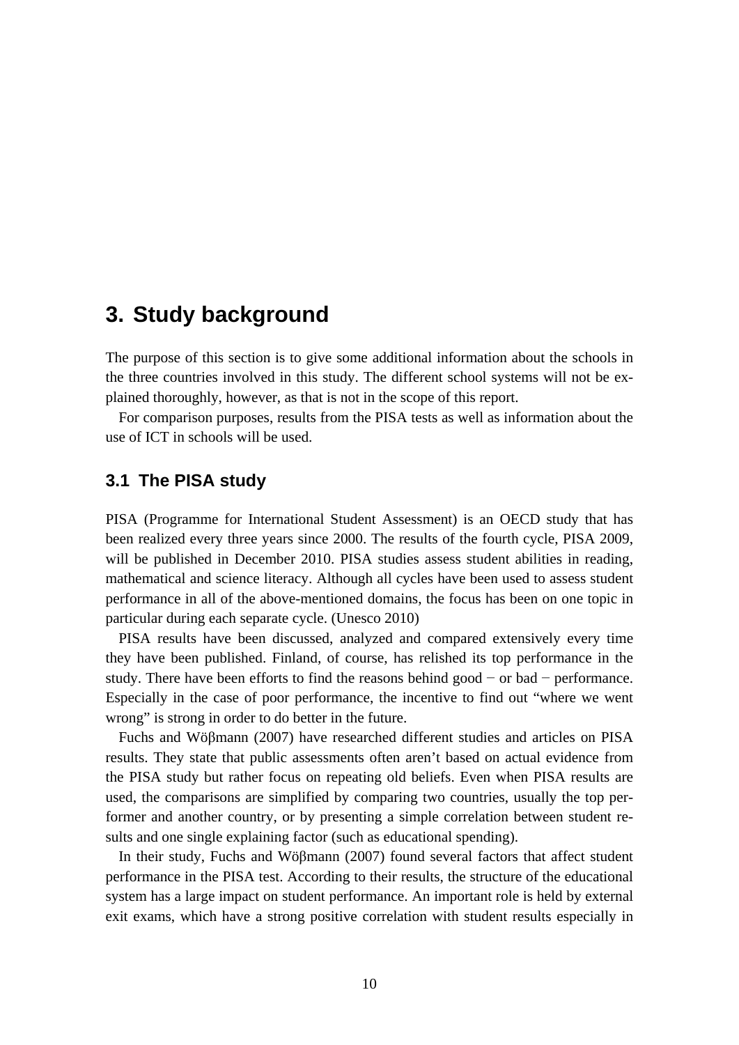# 3. Study background

The purpose of this section is to give some additional information about the schools in the three countries involved in this study. The different school systems will not be explained thoroughly, however, as that is not in the scope of this report.

For comparison purposes, results from the PISA tests as well as information about the use of ICT in schools will be used.

## 3.1 The PISA study

PISA (Programme for International Student Assessment) is an OECD study that has been realized every three years since 2000. The results of the fourth cycle, PISA 2009, will be published in December 2010. PISA studies assess student abilities in reading, mathematical and science literacy. Although all cycles have been used to assess student performance in all of the above-mentioned domains, the focus has been on one topic in particular during each separate cycle. (Unesco 2010)

PISA results have been discussed, analyzed and compared extensively every time they have been published. Finland, of course, has relished its top performance in the study. There have been efforts to find the reasons behind good − or bad − performance. Especially in the case of poor performance, the incentive to find out "where we went wrong" is strong in order to do better in the future.

Fuchs and Wößmann (2007) have researched different studies and articles on PISA results. They state that public assessments often aren't based on actual evidence from the PISA study but rather focus on repeating old beliefs. Even when PISA results are used, the comparisons are simplified by comparing two countries, usually the top performer and another country, or by presenting a simple correlation between student results and one single explaining factor (such as educational spending).

In their study, Fuchs and Wößmann (2007) found several factors that affect student performance in the PISA test. According to their results, the structure of the educational system has a large impact on student performance. An important role is held by external exit exams, which have a strong positive correlation with student results especially in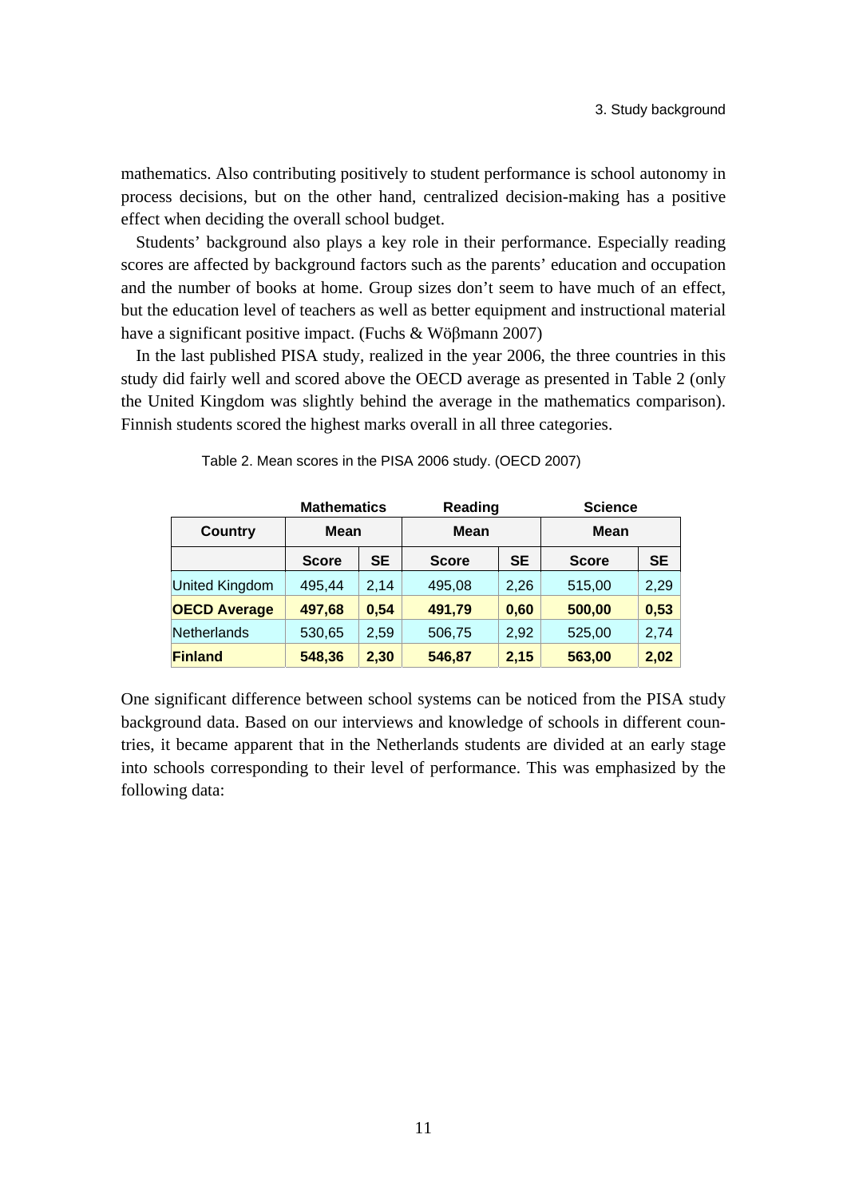mathematics. Also contributing positively to student performance is school autonomy in process decisions, but on the other hand, centralized decision-making has a positive effect when deciding the overall school budget.

Students' background also plays a key role in their performance. Especially reading scores are affected by background factors such as the parents' education and occupation and the number of books at home. Group sizes don't seem to have much of an effect, but the education level of teachers as well as better equipment and instructional material have a significant positive impact. (Fuchs & Wöβmann 2007)

In the last published PISA study, realized in the year 2006, the three countries in this study did fairly well and scored above the OECD average as presented in Table 2 (only the United Kingdom was slightly behind the average in the mathematics comparison). Finnish students scored the highest marks overall in all three categories.

Table 2. Mean scores in the PISA 2006 study. (OECD 2007)

| | **Mathematics** | | **Reading** | | **Science** | |
|---|---|---|---|---|---|---|
| **Country** | **Mean** | | **Mean** | | **Mean** | |
| | **Score** | **SE** | **Score** | **SE** | **Score** | **SE** |
| United Kingdom | 495,44 | 2,14 | 495,08 | 2,26 | 515,00 | 2,29 |
| **OECD Average** | **497,68** | **0,54** | **491,79** | **0,60** | **500,00** | **0,53** |
| Netherlands | 530,65 | 2,59 | 506,75 | 2,92 | 525,00 | 2,74 |
| **Finland** | **548,36** | **2,30** | **546,87** | **2,15** | **563,00** | **2,02** |

One significant difference between school systems can be noticed from the PISA study background data. Based on our interviews and knowledge of schools in different countries, it became apparent that in the Netherlands students are divided at an early stage into schools corresponding to their level of performance. This was emphasized by the following data: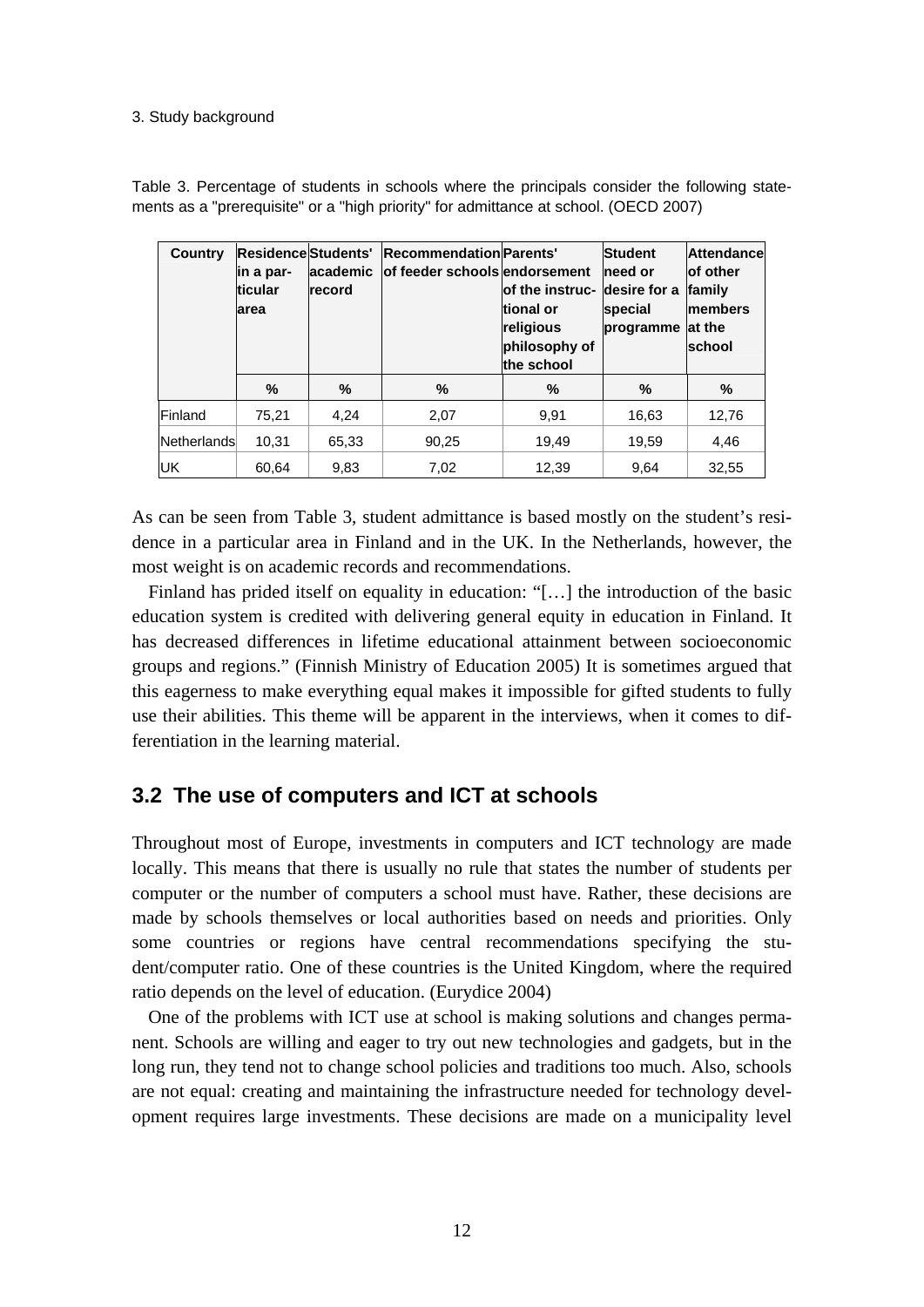Table 3. Percentage of students in schools where the principals consider the following statements as a "prerequisite" or a "high priority" for admittance at school. (OECD 2007)

| Country | Residence in a particular area | Students' academic record | Recommendation of feeder schools | Parents' endorsement of the instructional or religious philosophy of the school | Student need or desire for a special programme | Attendance of other family members at the school |
|---|---|---|---|---|---|---|
| | % | % | % | % | % | % |
| Finland | 75,21 | 4,24 | 2,07 | 9,91 | 16,63 | 12,76 |
| Netherlands | 10,31 | 65,33 | 90,25 | 19,49 | 19,59 | 4,46 |
| UK | 60,64 | 9,83 | 7,02 | 12,39 | 9,64 | 32,55 |

As can be seen from Table 3, student admittance is based mostly on the student's residence in a particular area in Finland and in the UK. In the Netherlands, however, the most weight is on academic records and recommendations.

Finland has prided itself on equality in education: "[…] the introduction of the basic education system is credited with delivering general equity in education in Finland. It has decreased differences in lifetime educational attainment between socioeconomic groups and regions." (Finnish Ministry of Education 2005) It is sometimes argued that this eagerness to make everything equal makes it impossible for gifted students to fully use their abilities. This theme will be apparent in the interviews, when it comes to differentiation in the learning material.

## 3.2 The use of computers and ICT at schools

Throughout most of Europe, investments in computers and ICT technology are made locally. This means that there is usually no rule that states the number of students per computer or the number of computers a school must have. Rather, these decisions are made by schools themselves or local authorities based on needs and priorities. Only some countries or regions have central recommendations specifying the student/computer ratio. One of these countries is the United Kingdom, where the required ratio depends on the level of education. (Eurydice 2004)

One of the problems with ICT use at school is making solutions and changes permanent. Schools are willing and eager to try out new technologies and gadgets, but in the long run, they tend not to change school policies and traditions too much. Also, schools are not equal: creating and maintaining the infrastructure needed for technology development requires large investments. These decisions are made on a municipality level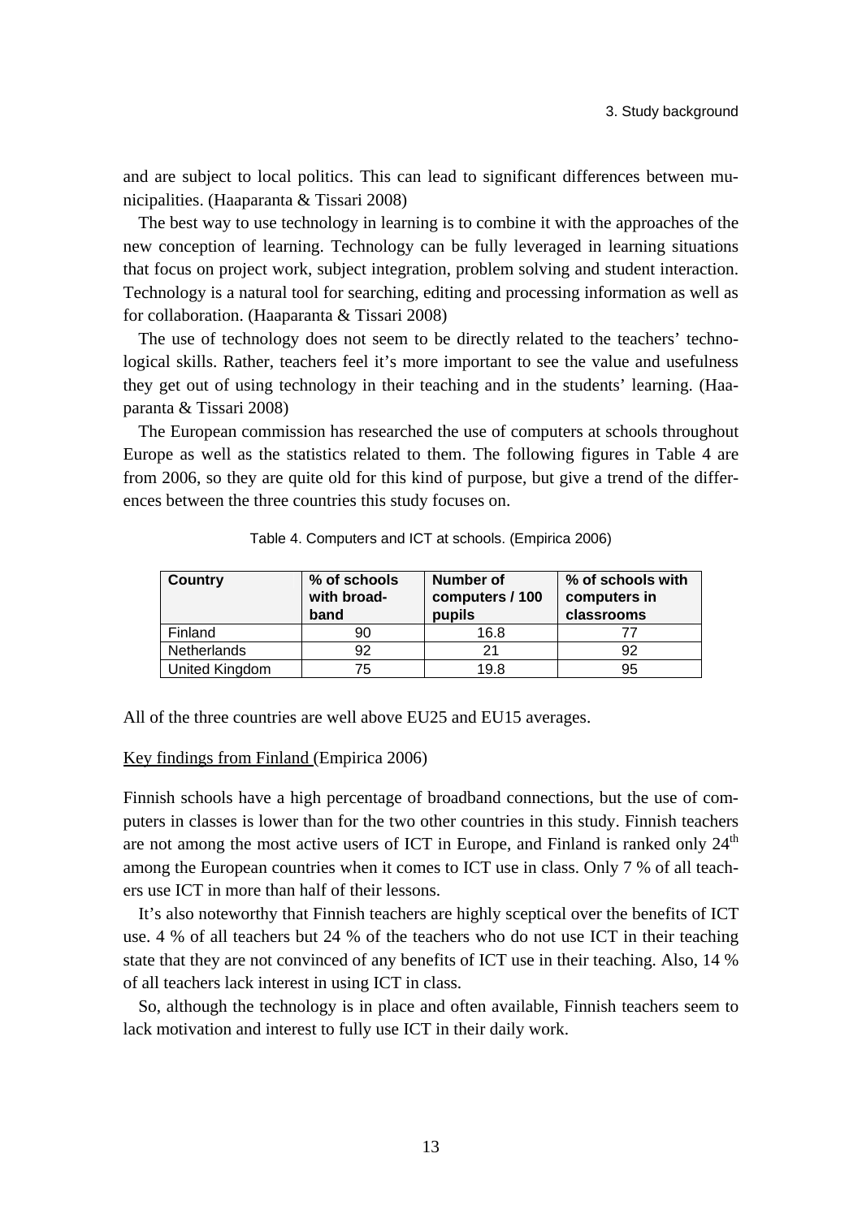and are subject to local politics. This can lead to significant differences between municipalities. (Haaparanta & Tissari 2008)

The best way to use technology in learning is to combine it with the approaches of the new conception of learning. Technology can be fully leveraged in learning situations that focus on project work, subject integration, problem solving and student interaction. Technology is a natural tool for searching, editing and processing information as well as for collaboration. (Haaparanta & Tissari 2008)

The use of technology does not seem to be directly related to the teachers' technological skills. Rather, teachers feel it's more important to see the value and usefulness they get out of using technology in their teaching and in the students' learning. (Haaparanta & Tissari 2008)

The European commission has researched the use of computers at schools throughout Europe as well as the statistics related to them. The following figures in Table 4 are from 2006, so they are quite old for this kind of purpose, but give a trend of the differences between the three countries this study focuses on.

Table 4. Computers and ICT at schools. (Empirica 2006)

| Country | % of schools with broadband | Number of computers / 100 pupils | % of schools with computers in classrooms |
|---|---|---|---|
| Finland | 90 | 16.8 | 77 |
| Netherlands | 92 | 21 | 92 |
| United Kingdom | 75 | 19.8 | 95 |

All of the three countries are well above EU25 and EU15 averages.

Key findings from Finland (Empirica 2006)

Finnish schools have a high percentage of broadband connections, but the use of computers in classes is lower than for the two other countries in this study. Finnish teachers are not among the most active users of ICT in Europe, and Finland is ranked only $24^{th}$ among the European countries when it comes to ICT use in class. Only 7 % of all teachers use ICT in more than half of their lessons.

It's also noteworthy that Finnish teachers are highly sceptical over the benefits of ICT use. 4 % of all teachers but 24 % of the teachers who do not use ICT in their teaching state that they are not convinced of any benefits of ICT use in their teaching. Also, 14 % of all teachers lack interest in using ICT in class.

So, although the technology is in place and often available, Finnish teachers seem to lack motivation and interest to fully use ICT in their daily work.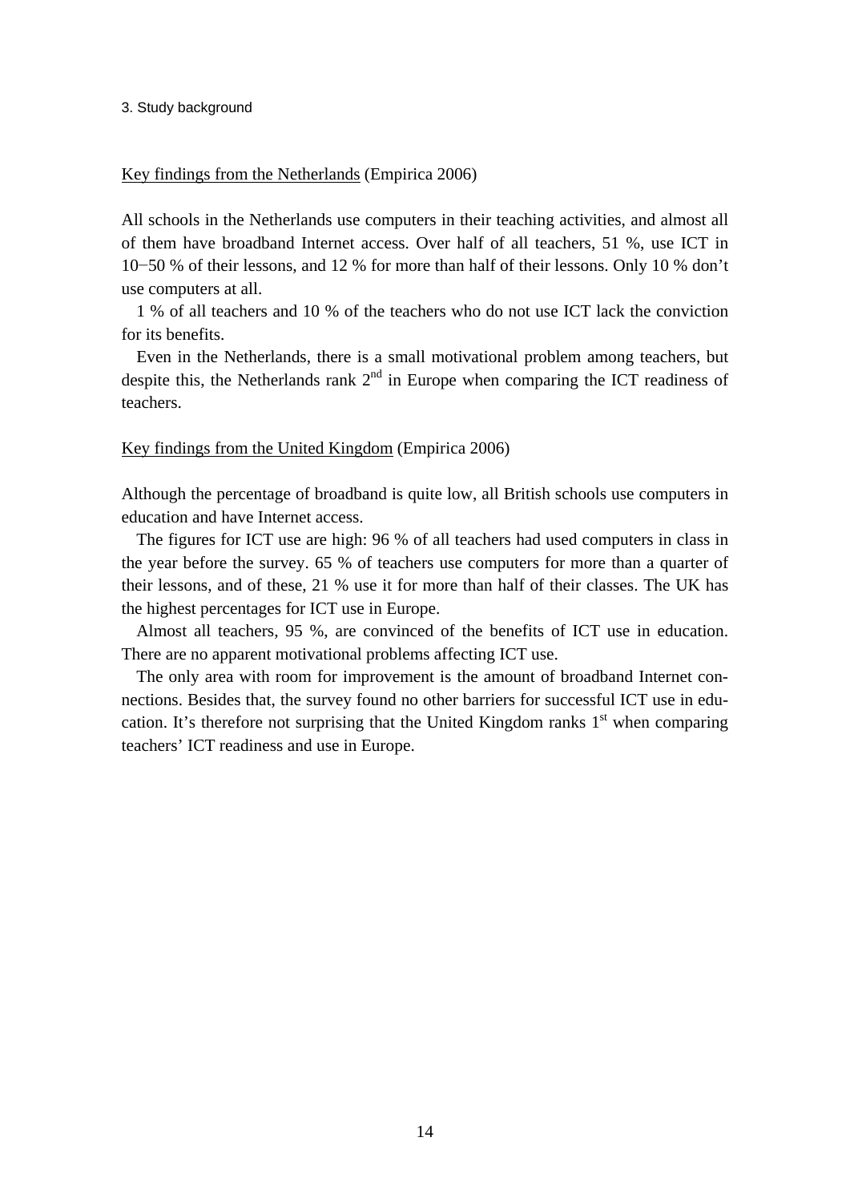Key findings from the Netherlands (Empirica 2006)

All schools in the Netherlands use computers in their teaching activities, and almost all of them have broadband Internet access. Over half of all teachers, 51 %, use ICT in 10−50 % of their lessons, and 12 % for more than half of their lessons. Only 10 % don't use computers at all.

1 % of all teachers and 10 % of the teachers who do not use ICT lack the conviction for its benefits.

Even in the Netherlands, there is a small motivational problem among teachers, but despite this, the Netherlands rank 2nd in Europe when comparing the ICT readiness of teachers.

Key findings from the United Kingdom (Empirica 2006)

Although the percentage of broadband is quite low, all British schools use computers in education and have Internet access.

The figures for ICT use are high: 96 % of all teachers had used computers in class in the year before the survey. 65 % of teachers use computers for more than a quarter of their lessons, and of these, 21 % use it for more than half of their classes. The UK has the highest percentages for ICT use in Europe.

Almost all teachers, 95 %, are convinced of the benefits of ICT use in education. There are no apparent motivational problems affecting ICT use.

The only area with room for improvement is the amount of broadband Internet connections. Besides that, the survey found no other barriers for successful ICT use in education. It's therefore not surprising that the United Kingdom ranks 1st when comparing teachers' ICT readiness and use in Europe.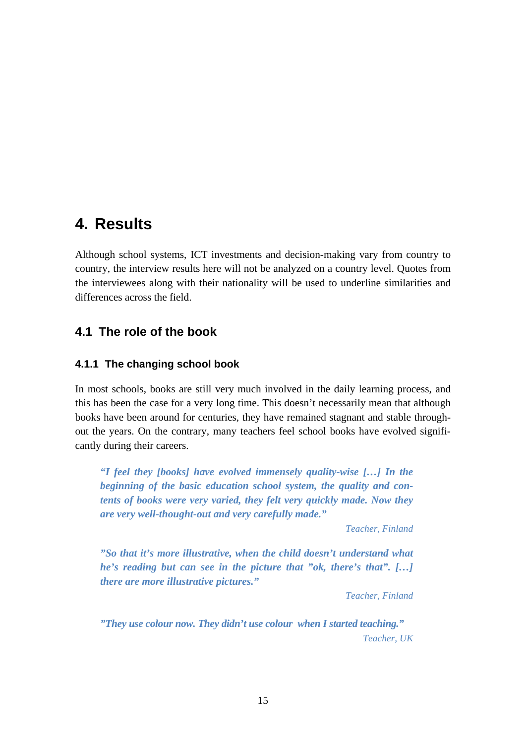# 4. Results

Although school systems, ICT investments and decision-making vary from country to country, the interview results here will not be analyzed on a country level. Quotes from the interviewees along with their nationality will be used to underline similarities and differences across the field.

## 4.1 The role of the book

### 4.1.1 The changing school book

In most schools, books are still very much involved in the daily learning process, and this has been the case for a very long time. This doesn't necessarily mean that although books have been around for centuries, they have remained stagnant and stable throughout the years. On the contrary, many teachers feel school books have evolved significantly during their careers.

> ***"I feel they [books] have evolved immensely quality-wise […] In the beginning of the basic education school system, the quality and contents of books were very varied, they felt very quickly made. Now they are very well-thought-out and very carefully made."***
>
> *Teacher, Finland*

> ***"So that it's more illustrative, when the child doesn't understand what he's reading but can see in the picture that "ok, there's that". […] there are more illustrative pictures."***
>
> *Teacher, Finland*

> ***"They use colour now. They didn't use colour when I started teaching."***
>
> *Teacher, UK*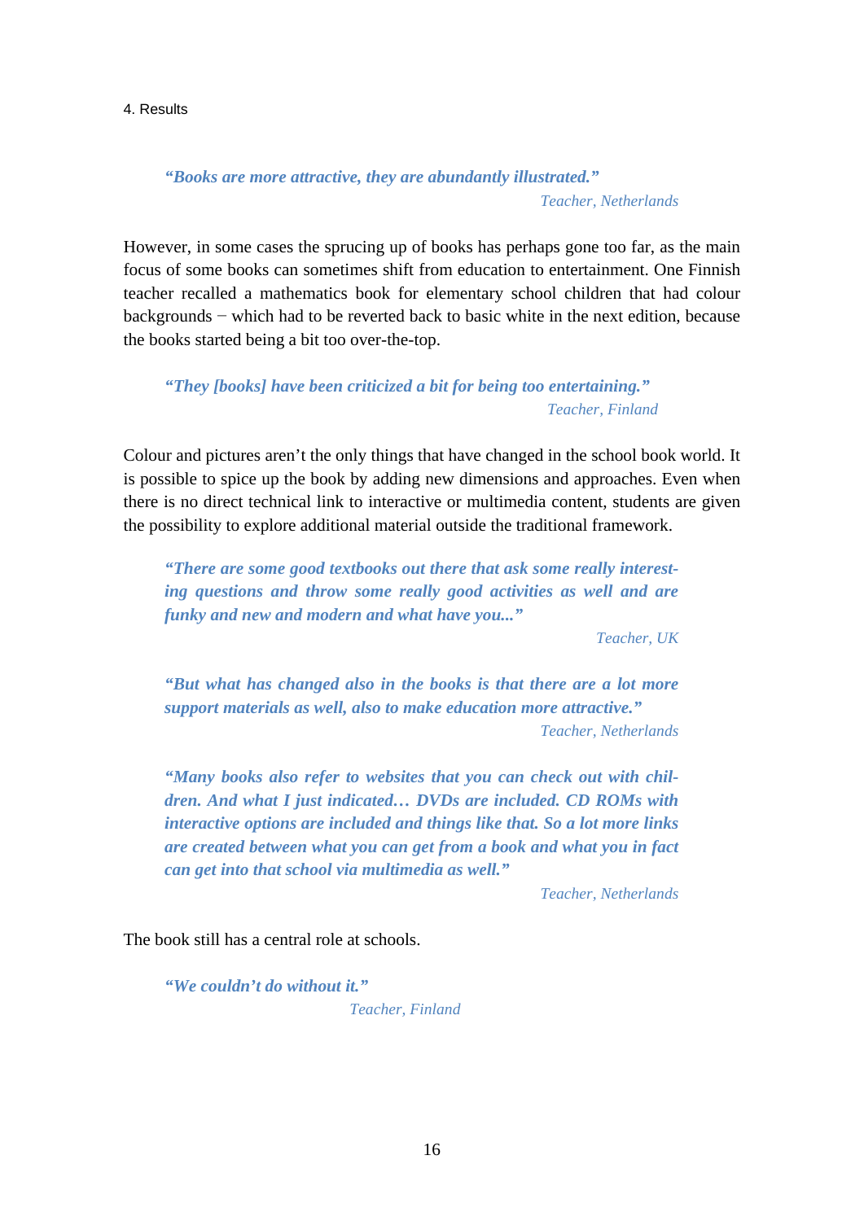> ***"Books are more attractive, they are abundantly illustrated."***
>
> *Teacher, Netherlands*

However, in some cases the sprucing up of books has perhaps gone too far, as the main focus of some books can sometimes shift from education to entertainment. One Finnish teacher recalled a mathematics book for elementary school children that had colour backgrounds − which had to be reverted back to basic white in the next edition, because the books started being a bit too over-the-top.

> ***"They [books] have been criticized a bit for being too entertaining."***
>
> *Teacher, Finland*

Colour and pictures aren't the only things that have changed in the school book world. It is possible to spice up the book by adding new dimensions and approaches. Even when there is no direct technical link to interactive or multimedia content, students are given the possibility to explore additional material outside the traditional framework.

> ***"There are some good textbooks out there that ask some really interesting questions and throw some really good activities as well and are funky and new and modern and what have you..."***
>
> *Teacher, UK*

> ***"But what has changed also in the books is that there are a lot more support materials as well, also to make education more attractive."***
>
> *Teacher, Netherlands*

> ***"Many books also refer to websites that you can check out with children. And what I just indicated… DVDs are included. CD ROMs with interactive options are included and things like that. So a lot more links are created between what you can get from a book and what you in fact can get into that school via multimedia as well."***
>
> *Teacher, Netherlands*

The book still has a central role at schools.

> ***"We couldn't do without it."***
>
> *Teacher, Finland*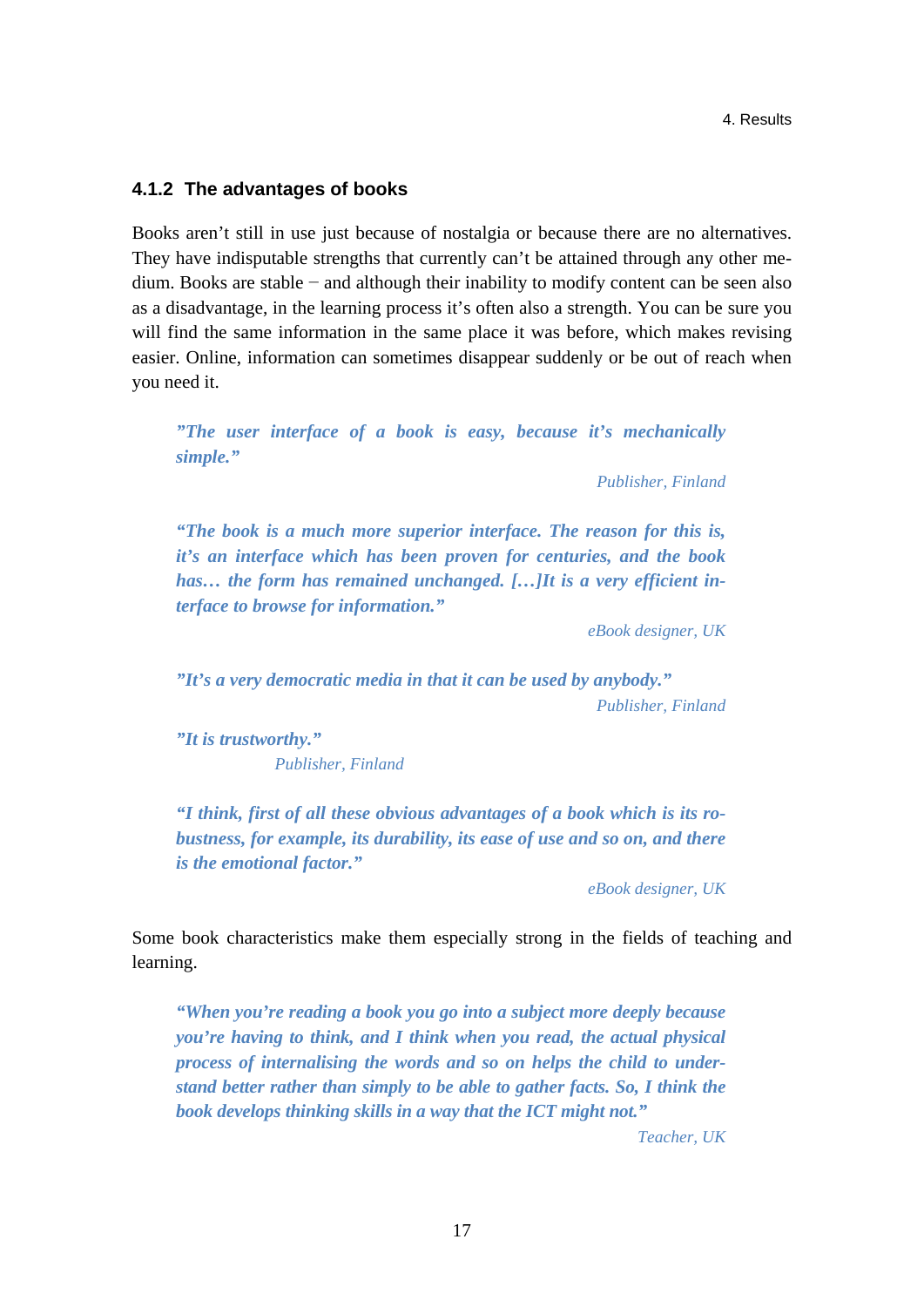### 4.1.2 The advantages of books

Books aren't still in use just because of nostalgia or because there are no alternatives. They have indisputable strengths that currently can't be attained through any other medium. Books are stable − and although their inability to modify content can be seen also as a disadvantage, in the learning process it's often also a strength. You can be sure you will find the same information in the same place it was before, which makes revising easier. Online, information can sometimes disappear suddenly or be out of reach when you need it.

> ***"The user interface of a book is easy, because it's mechanically simple."***
>
> *Publisher, Finland*

> ***"The book is a much more superior interface. The reason for this is, it's an interface which has been proven for centuries, and the book has… the form has remained unchanged. […]It is a very efficient interface to browse for information."***
>
> *eBook designer, UK*

> ***"It's a very democratic media in that it can be used by anybody."***
>
> *Publisher, Finland*

> ***"It is trustworthy."***
>
> *Publisher, Finland*

> ***"I think, first of all these obvious advantages of a book which is its robustness, for example, its durability, its ease of use and so on, and there is the emotional factor."***
>
> *eBook designer, UK*

Some book characteristics make them especially strong in the fields of teaching and learning.

> ***"When you're reading a book you go into a subject more deeply because you're having to think, and I think when you read, the actual physical process of internalising the words and so on helps the child to understand better rather than simply to be able to gather facts. So, I think the book develops thinking skills in a way that the ICT might not."***
>
> *Teacher, UK*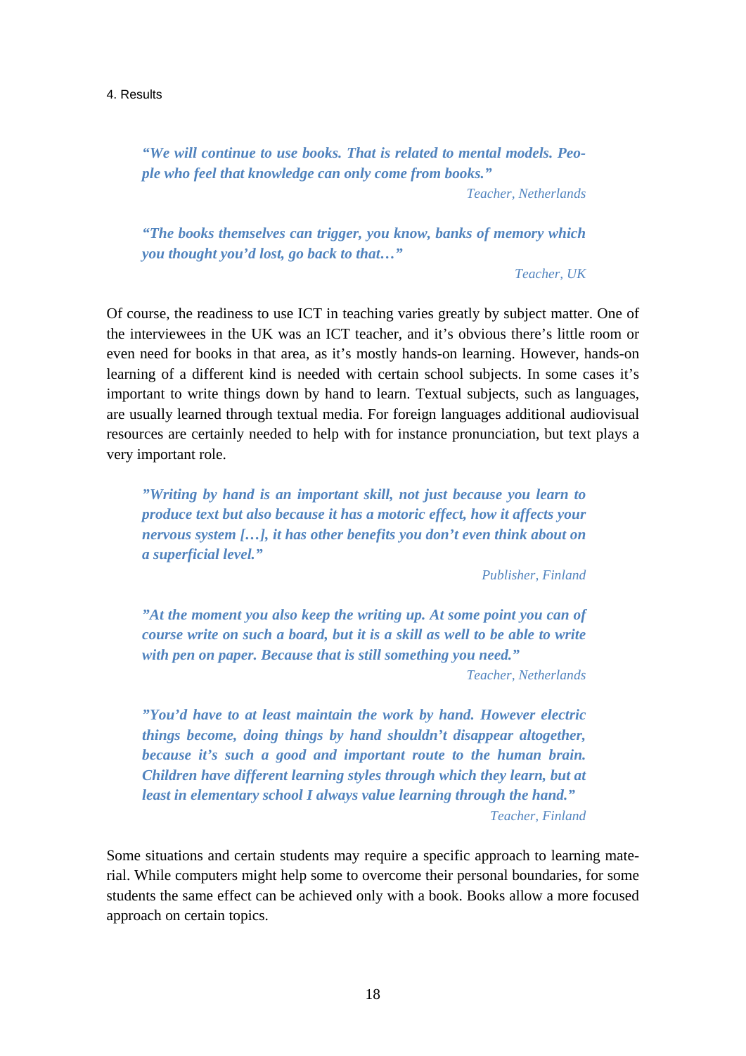> ***"We will continue to use books. That is related to mental models. People who feel that knowledge can only come from books."***
>
> *Teacher, Netherlands*

> ***"The books themselves can trigger, you know, banks of memory which you thought you'd lost, go back to that…"***
>
> *Teacher, UK*

Of course, the readiness to use ICT in teaching varies greatly by subject matter. One of the interviewees in the UK was an ICT teacher, and it's obvious there's little room or even need for books in that area, as it's mostly hands-on learning. However, hands-on learning of a different kind is needed with certain school subjects. In some cases it's important to write things down by hand to learn. Textual subjects, such as languages, are usually learned through textual media. For foreign languages additional audiovisual resources are certainly needed to help with for instance pronunciation, but text plays a very important role.

> ***"Writing by hand is an important skill, not just because you learn to produce text but also because it has a motoric effect, how it affects your nervous system […], it has other benefits you don't even think about on a superficial level."***
>
> *Publisher, Finland*

> ***"At the moment you also keep the writing up. At some point you can of course write on such a board, but it is a skill as well to be able to write with pen on paper. Because that is still something you need."***
>
> *Teacher, Netherlands*

> ***"You'd have to at least maintain the work by hand. However electric things become, doing things by hand shouldn't disappear altogether, because it's such a good and important route to the human brain. Children have different learning styles through which they learn, but at least in elementary school I always value learning through the hand."***
>
> *Teacher, Finland*

Some situations and certain students may require a specific approach to learning material. While computers might help some to overcome their personal boundaries, for some students the same effect can be achieved only with a book. Books allow a more focused approach on certain topics.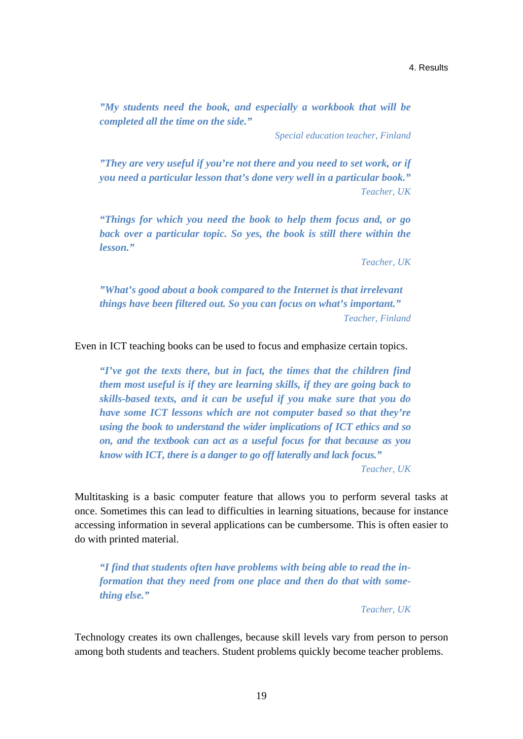> ***"My students need the book, and especially a workbook that will be completed all the time on the side."***
>
> *Special education teacher, Finland*

> ***"They are very useful if you're not there and you need to set work, or if you need a particular lesson that's done very well in a particular book."***
>
> *Teacher, UK*

> ***"Things for which you need the book to help them focus and, or go back over a particular topic. So yes, the book is still there within the lesson."***
>
> *Teacher, UK*

> ***"What's good about a book compared to the Internet is that irrelevant things have been filtered out. So you can focus on what's important."***
>
> *Teacher, Finland*

Even in ICT teaching books can be used to focus and emphasize certain topics.

> ***"I've got the texts there, but in fact, the times that the children find them most useful is if they are learning skills, if they are going back to skills-based texts, and it can be useful if you make sure that you do have some ICT lessons which are not computer based so that they're using the book to understand the wider implications of ICT ethics and so on, and the textbook can act as a useful focus for that because as you know with ICT, there is a danger to go off laterally and lack focus."***
>
> *Teacher, UK*

Multitasking is a basic computer feature that allows you to perform several tasks at once. Sometimes this can lead to difficulties in learning situations, because for instance accessing information in several applications can be cumbersome. This is often easier to do with printed material.

> ***"I find that students often have problems with being able to read the information that they need from one place and then do that with something else."***
>
> *Teacher, UK*

Technology creates its own challenges, because skill levels vary from person to person among both students and teachers. Student problems quickly become teacher problems.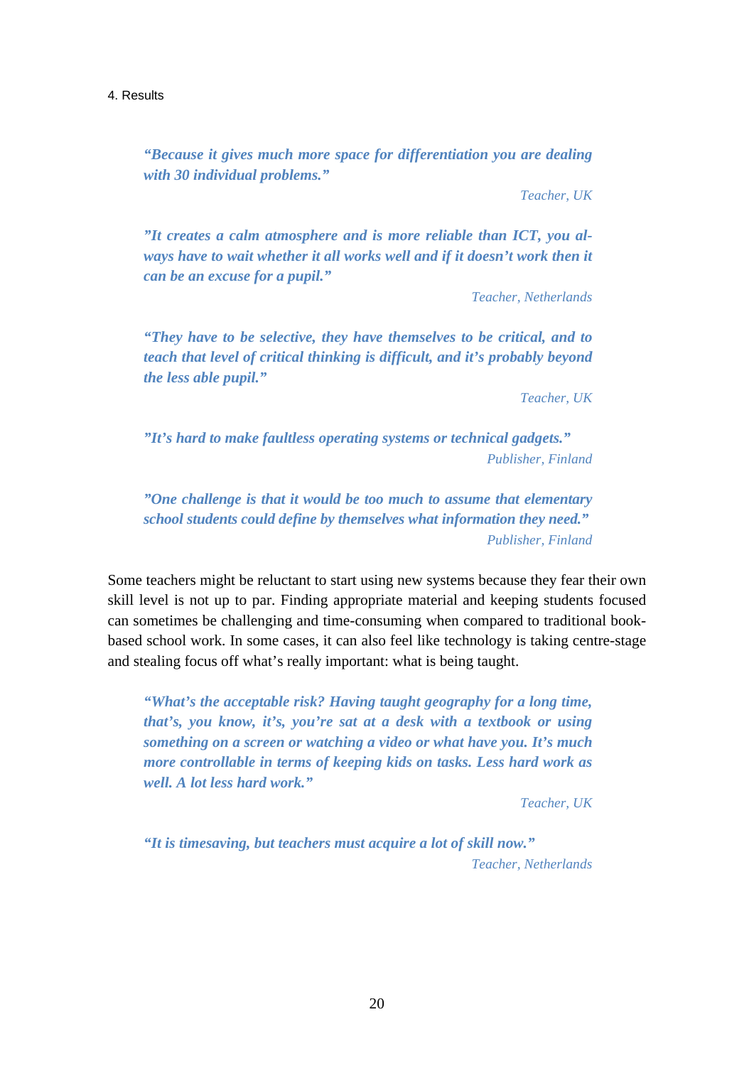> ***"Because it gives much more space for differentiation you are dealing with 30 individual problems."***
>
> *Teacher, UK*

> ***"It creates a calm atmosphere and is more reliable than ICT, you always have to wait whether it all works well and if it doesn't work then it can be an excuse for a pupil."***
>
> *Teacher, Netherlands*

> ***"They have to be selective, they have themselves to be critical, and to teach that level of critical thinking is difficult, and it's probably beyond the less able pupil."***
>
> *Teacher, UK*

> ***"It's hard to make faultless operating systems or technical gadgets."***
>
> *Publisher, Finland*

> ***"One challenge is that it would be too much to assume that elementary school students could define by themselves what information they need."***
>
> *Publisher, Finland*

Some teachers might be reluctant to start using new systems because they fear their own skill level is not up to par. Finding appropriate material and keeping students focused can sometimes be challenging and time-consuming when compared to traditional book-based school work. In some cases, it can also feel like technology is taking centre-stage and stealing focus off what's really important: what is being taught.

> ***"What's the acceptable risk? Having taught geography for a long time, that's, you know, it's, you're sat at a desk with a textbook or using something on a screen or watching a video or what have you. It's much more controllable in terms of keeping kids on tasks. Less hard work as well. A lot less hard work."***
>
> *Teacher, UK*

> ***"It is timesaving, but teachers must acquire a lot of skill now."***
>
> *Teacher, Netherlands*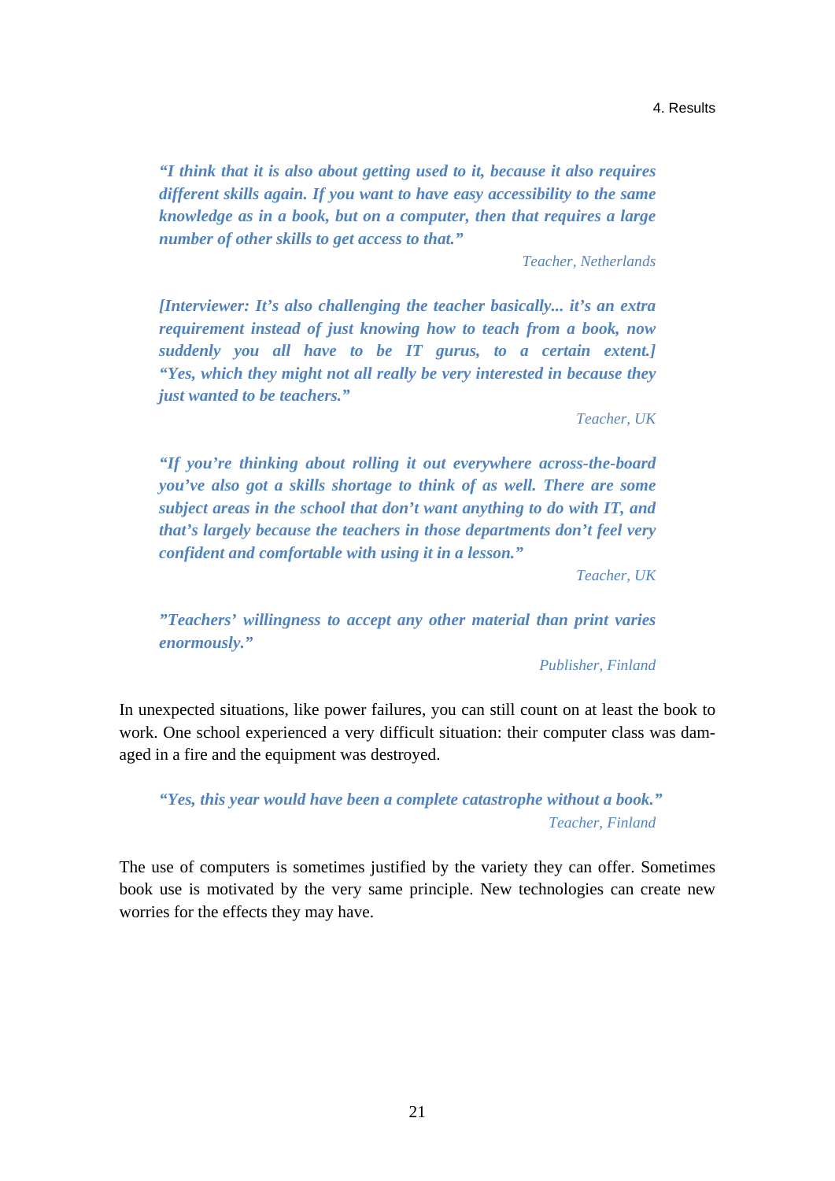> ***"I think that it is also about getting used to it, because it also requires different skills again. If you want to have easy accessibility to the same knowledge as in a book, but on a computer, then that requires a large number of other skills to get access to that."***
>
> *Teacher, Netherlands*

> ***[Interviewer: It's also challenging the teacher basically... it's an extra requirement instead of just knowing how to teach from a book, now suddenly you all have to be IT gurus, to a certain extent.] "Yes, which they might not all really be very interested in because they just wanted to be teachers."***
>
> *Teacher, UK*

> ***"If you're thinking about rolling it out everywhere across-the-board you've also got a skills shortage to think of as well. There are some subject areas in the school that don't want anything to do with IT, and that's largely because the teachers in those departments don't feel very confident and comfortable with using it in a lesson."***
>
> *Teacher, UK*

> ***"Teachers' willingness to accept any other material than print varies enormously."***
>
> *Publisher, Finland*

In unexpected situations, like power failures, you can still count on at least the book to work. One school experienced a very difficult situation: their computer class was damaged in a fire and the equipment was destroyed.

> ***"Yes, this year would have been a complete catastrophe without a book."***
>
> *Teacher, Finland*

The use of computers is sometimes justified by the variety they can offer. Sometimes book use is motivated by the very same principle. New technologies can create new worries for the effects they may have.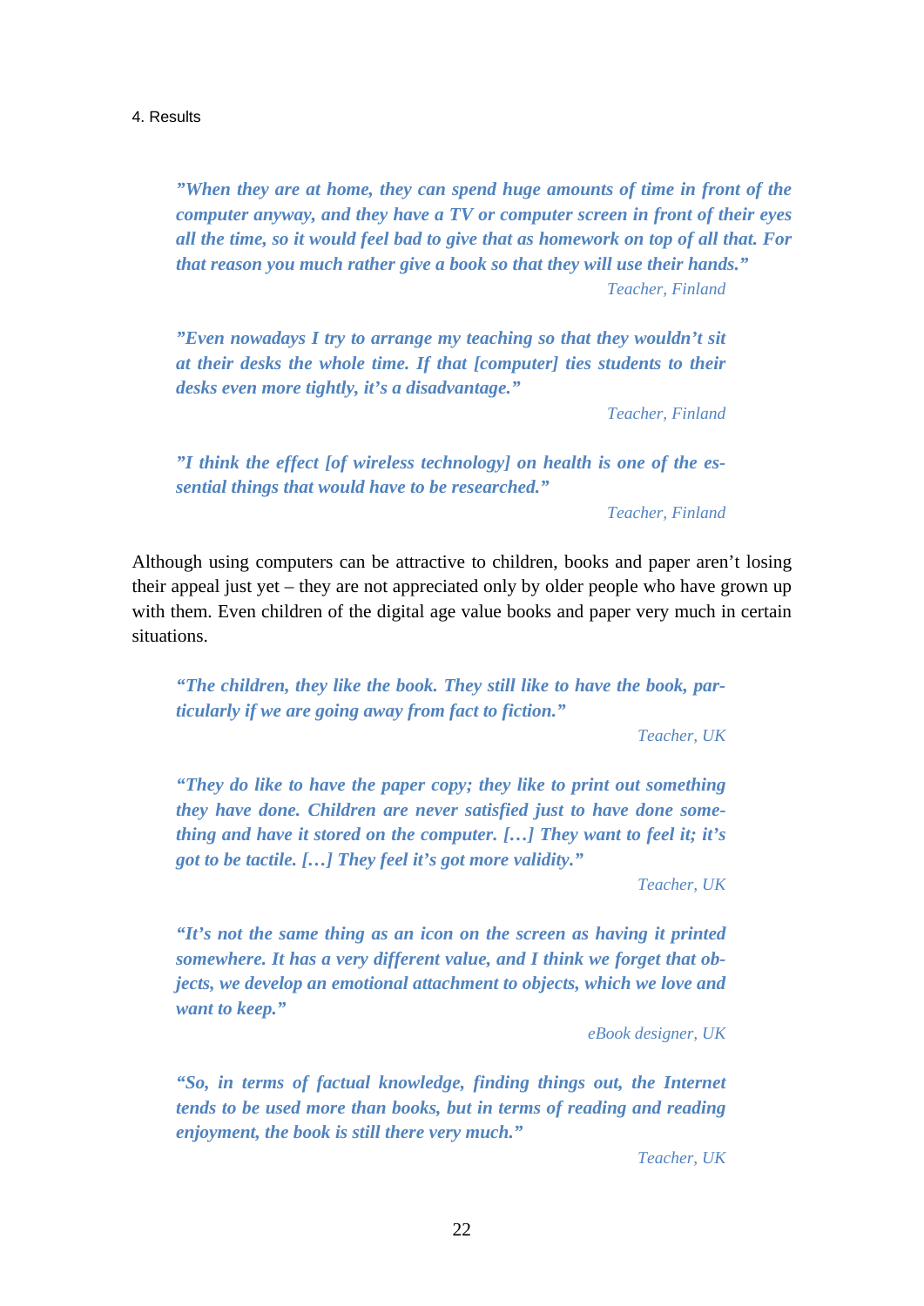*”When they are at home, they can spend huge amounts of time in front of the computer anyway, and they have a TV or computer screen in front of their eyes all the time, so it would feel bad to give that as homework on top of all that. For that reason you much rather give a book so that they will use their hands.”*

Teacher, Finland

*”Even nowadays I try to arrange my teaching so that they wouldn’t sit at their desks the whole time. If that [computer] ties students to their desks even more tightly, it’s a disadvantage.”*

Teacher, Finland

*”I think the effect [of wireless technology] on health is one of the essential things that would have to be researched.”*

Teacher, Finland

Although using computers can be attractive to children, books and paper aren’t losing their appeal just yet – they are not appreciated only by older people who have grown up with them. Even children of the digital age value books and paper very much in certain situations.

*“The children, they like the book. They still like to have the book, particularly if we are going away from fact to fiction.”*

Teacher, UK

*“They do like to have the paper copy; they like to print out something they have done. Children are never satisfied just to have done something and have it stored on the computer. […] They want to feel it; it’s got to be tactile. […] They feel it’s got more validity.”*

Teacher, UK

*“It’s not the same thing as an icon on the screen as having it printed somewhere. It has a very different value, and I think we forget that objects, we develop an emotional attachment to objects, which we love and want to keep.”*

eBook designer, UK

*“So, in terms of factual knowledge, finding things out, the Internet tends to be used more than books, but in terms of reading and reading enjoyment, the book is still there very much.”*

Teacher, UK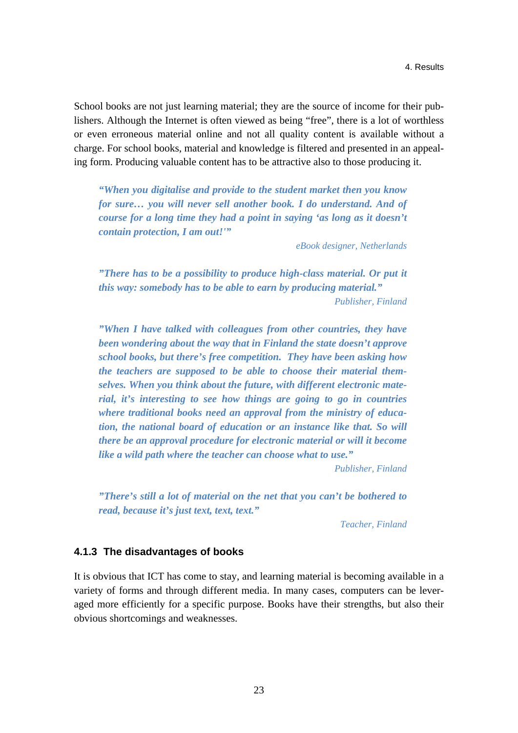School books are not just learning material; they are the source of income for their publishers. Although the Internet is often viewed as being "free", there is a lot of worthless or even erroneous material online and not all quality content is available without a charge. For school books, material and knowledge is filtered and presented in an appealing form. Producing valuable content has to be attractive also to those producing it.

> ***"When you digitalise and provide to the student market then you know for sure… you will never sell another book. I do understand. And of course for a long time they had a point in saying 'as long as it doesn't contain protection, I am out!'"***
>
> *eBook designer, Netherlands*

> ***"There has to be a possibility to produce high-class material. Or put it this way: somebody has to be able to earn by producing material."***
>
> *Publisher, Finland*

> ***"When I have talked with colleagues from other countries, they have been wondering about the way that in Finland the state doesn't approve school books, but there's free competition. They have been asking how the teachers are supposed to be able to choose their material themselves. When you think about the future, with different electronic material, it's interesting to see how things are going to go in countries where traditional books need an approval from the ministry of education, the national board of education or an instance like that. So will there be an approval procedure for electronic material or will it become like a wild path where the teacher can choose what to use."***
>
> *Publisher, Finland*

> ***"There's still a lot of material on the net that you can't be bothered to read, because it's just text, text, text."***
>
> *Teacher, Finland*

### 4.1.3 The disadvantages of books

It is obvious that ICT has come to stay, and learning material is becoming available in a variety of forms and through different media. In many cases, computers can be leveraged more efficiently for a specific purpose. Books have their strengths, but also their obvious shortcomings and weaknesses.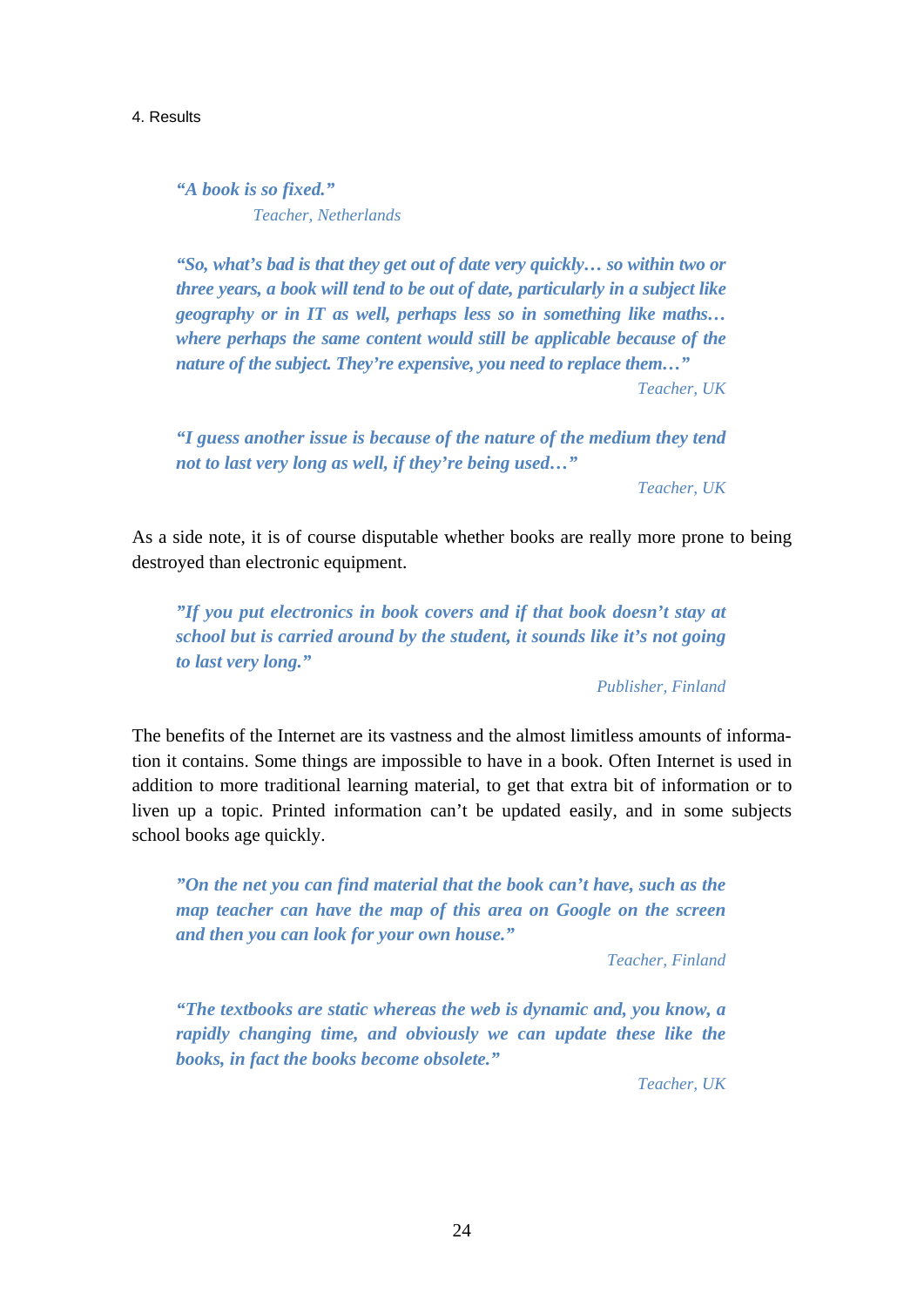> ***"A book is so fixed."***
>
> *Teacher, Netherlands*

> ***"So, what's bad is that they get out of date very quickly… so within two or three years, a book will tend to be out of date, particularly in a subject like geography or in IT as well, perhaps less so in something like maths… where perhaps the same content would still be applicable because of the nature of the subject. They're expensive, you need to replace them…"***
>
> *Teacher, UK*

> ***"I guess another issue is because of the nature of the medium they tend not to last very long as well, if they're being used…"***
>
> *Teacher, UK*

As a side note, it is of course disputable whether books are really more prone to being destroyed than electronic equipment.

> ***"If you put electronics in book covers and if that book doesn't stay at school but is carried around by the student, it sounds like it's not going to last very long."***
>
> *Publisher, Finland*

The benefits of the Internet are its vastness and the almost limitless amounts of information it contains. Some things are impossible to have in a book. Often Internet is used in addition to more traditional learning material, to get that extra bit of information or to liven up a topic. Printed information can't be updated easily, and in some subjects school books age quickly.

> ***"On the net you can find material that the book can't have, such as the map teacher can have the map of this area on Google on the screen and then you can look for your own house."***
>
> *Teacher, Finland*

> ***"The textbooks are static whereas the web is dynamic and, you know, a rapidly changing time, and obviously we can update these like the books, in fact the books become obsolete."***
>
> *Teacher, UK*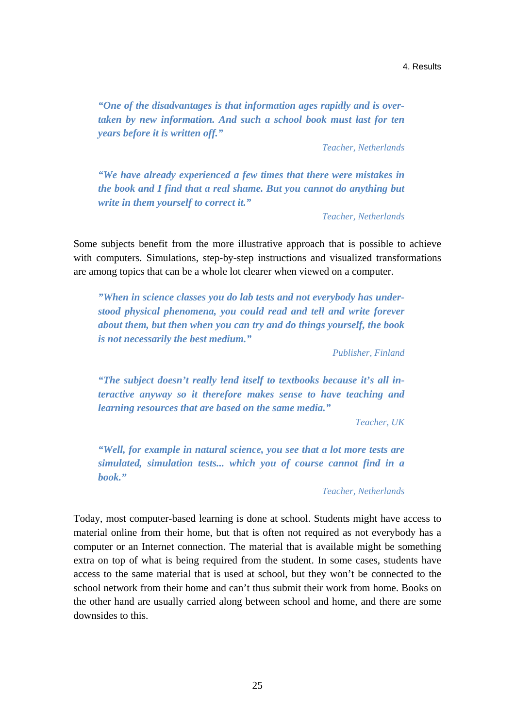> ***"One of the disadvantages is that information ages rapidly and is overtaken by new information. And such a school book must last for ten years before it is written off."***
>
> *Teacher, Netherlands*

> ***"We have already experienced a few times that there were mistakes in the book and I find that a real shame. But you cannot do anything but write in them yourself to correct it."***
>
> *Teacher, Netherlands*

Some subjects benefit from the more illustrative approach that is possible to achieve with computers. Simulations, step-by-step instructions and visualized transformations are among topics that can be a whole lot clearer when viewed on a computer.

> ***"When in science classes you do lab tests and not everybody has understood physical phenomena, you could read and tell and write forever about them, but then when you can try and do things yourself, the book is not necessarily the best medium."***
>
> *Publisher, Finland*

> ***"The subject doesn't really lend itself to textbooks because it's all interactive anyway so it therefore makes sense to have teaching and learning resources that are based on the same media."***
>
> *Teacher, UK*

> ***"Well, for example in natural science, you see that a lot more tests are simulated, simulation tests... which you of course cannot find in a book."***
>
> *Teacher, Netherlands*

Today, most computer-based learning is done at school. Students might have access to material online from their home, but that is often not required as not everybody has a computer or an Internet connection. The material that is available might be something extra on top of what is being required from the student. In some cases, students have access to the same material that is used at school, but they won't be connected to the school network from their home and can't thus submit their work from home. Books on the other hand are usually carried along between school and home, and there are some downsides to this.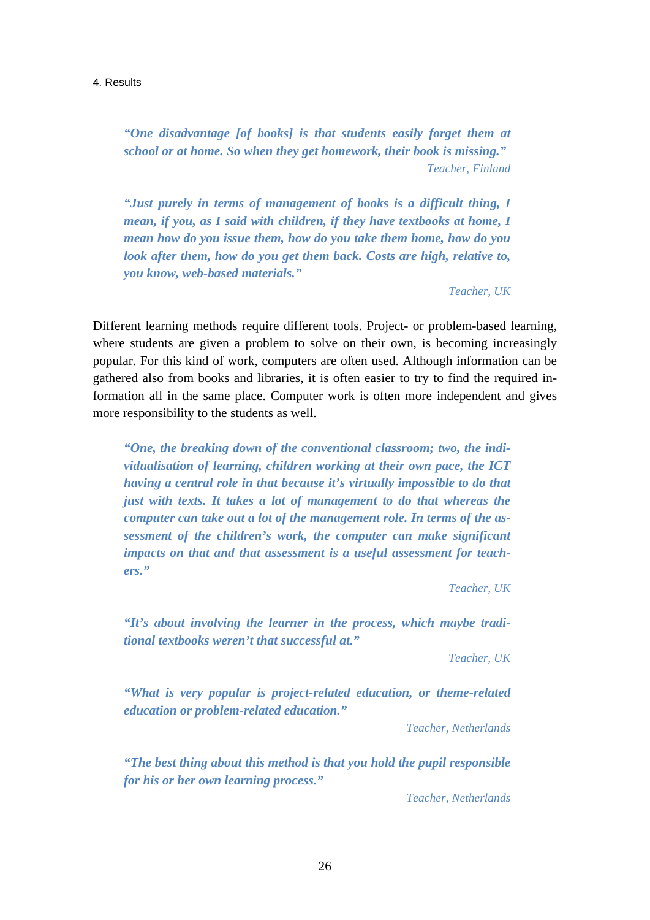> ***"One disadvantage [of books] is that students easily forget them at school or at home. So when they get homework, their book is missing."***
>
> *Teacher, Finland*

> ***"Just purely in terms of management of books is a difficult thing, I mean, if you, as I said with children, if they have textbooks at home, I mean how do you issue them, how do you take them home, how do you look after them, how do you get them back. Costs are high, relative to, you know, web-based materials."***
>
> *Teacher, UK*

Different learning methods require different tools. Project- or problem-based learning, where students are given a problem to solve on their own, is becoming increasingly popular. For this kind of work, computers are often used. Although information can be gathered also from books and libraries, it is often easier to try to find the required information all in the same place. Computer work is often more independent and gives more responsibility to the students as well.

> ***"One, the breaking down of the conventional classroom; two, the individualisation of learning, children working at their own pace, the ICT having a central role in that because it's virtually impossible to do that just with texts. It takes a lot of management to do that whereas the computer can take out a lot of the management role. In terms of the assessment of the children's work, the computer can make significant impacts on that and that assessment is a useful assessment for teachers."***
>
> *Teacher, UK*

> ***"It's about involving the learner in the process, which maybe traditional textbooks weren't that successful at."***
>
> *Teacher, UK*

> ***"What is very popular is project-related education, or theme-related education or problem-related education."***
>
> *Teacher, Netherlands*

> ***"The best thing about this method is that you hold the pupil responsible for his or her own learning process."***
>
> *Teacher, Netherlands*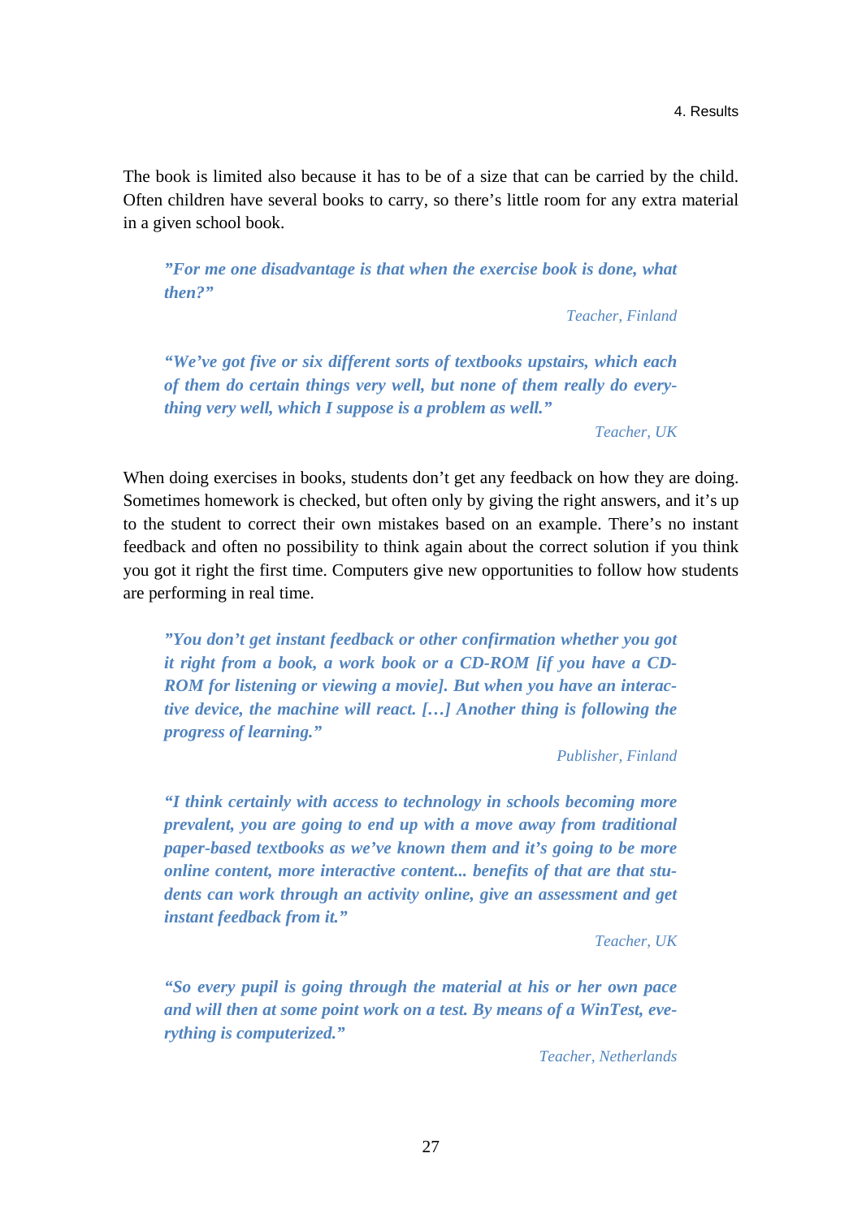The book is limited also because it has to be of a size that can be carried by the child. Often children have several books to carry, so there's little room for any extra material in a given school book.

> ***"For me one disadvantage is that when the exercise book is done, what then?"***
>
> *Teacher, Finland*

> ***"We've got five or six different sorts of textbooks upstairs, which each of them do certain things very well, but none of them really do everything very well, which I suppose is a problem as well."***
>
> *Teacher, UK*

When doing exercises in books, students don't get any feedback on how they are doing. Sometimes homework is checked, but often only by giving the right answers, and it's up to the student to correct their own mistakes based on an example. There's no instant feedback and often no possibility to think again about the correct solution if you think you got it right the first time. Computers give new opportunities to follow how students are performing in real time.

> ***"You don't get instant feedback or other confirmation whether you got it right from a book, a work book or a CD-ROM [if you have a CD-ROM for listening or viewing a movie]. But when you have an interactive device, the machine will react. […] Another thing is following the progress of learning."***
>
> *Publisher, Finland*

> ***"I think certainly with access to technology in schools becoming more prevalent, you are going to end up with a move away from traditional paper-based textbooks as we've known them and it's going to be more online content, more interactive content... benefits of that are that students can work through an activity online, give an assessment and get instant feedback from it."***
>
> *Teacher, UK*

> ***"So every pupil is going through the material at his or her own pace and will then at some point work on a test. By means of a WinTest, everything is computerized."***
>
> *Teacher, Netherlands*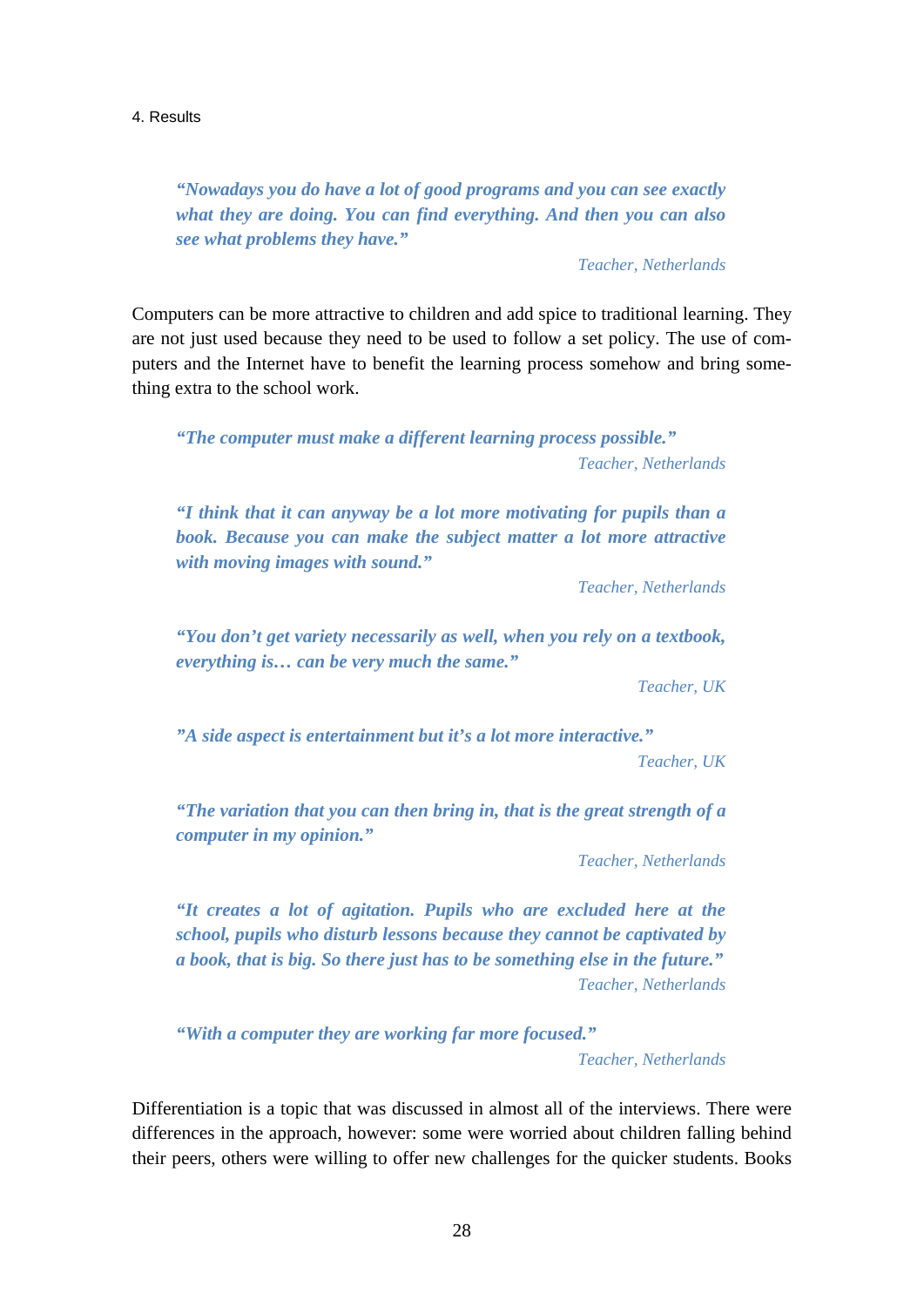> ***"Nowadays you do have a lot of good programs and you can see exactly what they are doing. You can find everything. And then you can also see what problems they have."***
>
> *Teacher, Netherlands*

Computers can be more attractive to children and add spice to traditional learning. They are not just used because they need to be used to follow a set policy. The use of computers and the Internet have to benefit the learning process somehow and bring something extra to the school work.

> ***"The computer must make a different learning process possible."***
>
> *Teacher, Netherlands*

> ***"I think that it can anyway be a lot more motivating for pupils than a book. Because you can make the subject matter a lot more attractive with moving images with sound."***
>
> *Teacher, Netherlands*

> ***"You don't get variety necessarily as well, when you rely on a textbook, everything is… can be very much the same."***
>
> *Teacher, UK*

> ***"A side aspect is entertainment but it's a lot more interactive."***
>
> *Teacher, UK*

> ***"The variation that you can then bring in, that is the great strength of a computer in my opinion."***
>
> *Teacher, Netherlands*

> ***"It creates a lot of agitation. Pupils who are excluded here at the school, pupils who disturb lessons because they cannot be captivated by a book, that is big. So there just has to be something else in the future."***
>
> *Teacher, Netherlands*

> ***"With a computer they are working far more focused."***
>
> *Teacher, Netherlands*

Differentiation is a topic that was discussed in almost all of the interviews. There were differences in the approach, however: some were worried about children falling behind their peers, others were willing to offer new challenges for the quicker students. Books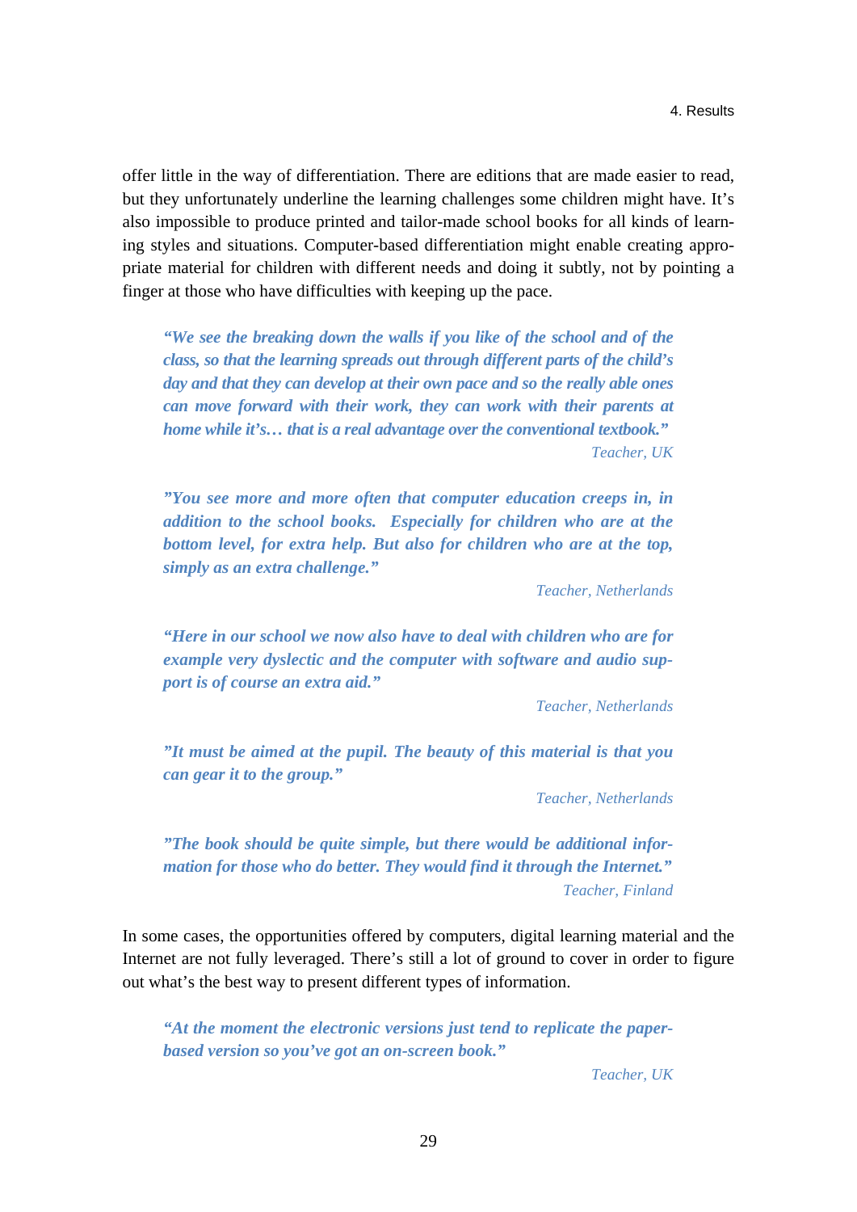offer little in the way of differentiation. There are editions that are made easier to read, but they unfortunately underline the learning challenges some children might have. It's also impossible to produce printed and tailor-made school books for all kinds of learning styles and situations. Computer-based differentiation might enable creating appropriate material for children with different needs and doing it subtly, not by pointing a finger at those who have difficulties with keeping up the pace.

> ***"We see the breaking down the walls if you like of the school and of the class, so that the learning spreads out through different parts of the child's day and that they can develop at their own pace and so the really able ones can move forward with their work, they can work with their parents at home while it's… that is a real advantage over the conventional textbook."***
>
> *Teacher, UK*

> ***"You see more and more often that computer education creeps in, in addition to the school books. Especially for children who are at the bottom level, for extra help. But also for children who are at the top, simply as an extra challenge."***
>
> *Teacher, Netherlands*

> ***"Here in our school we now also have to deal with children who are for example very dyslectic and the computer with software and audio support is of course an extra aid."***
>
> *Teacher, Netherlands*

> ***"It must be aimed at the pupil. The beauty of this material is that you can gear it to the group."***
>
> *Teacher, Netherlands*

> ***"The book should be quite simple, but there would be additional information for those who do better. They would find it through the Internet."***
>
> *Teacher, Finland*

In some cases, the opportunities offered by computers, digital learning material and the Internet are not fully leveraged. There's still a lot of ground to cover in order to figure out what's the best way to present different types of information.

> ***"At the moment the electronic versions just tend to replicate the paper-based version so you've got an on-screen book."***
>
> *Teacher, UK*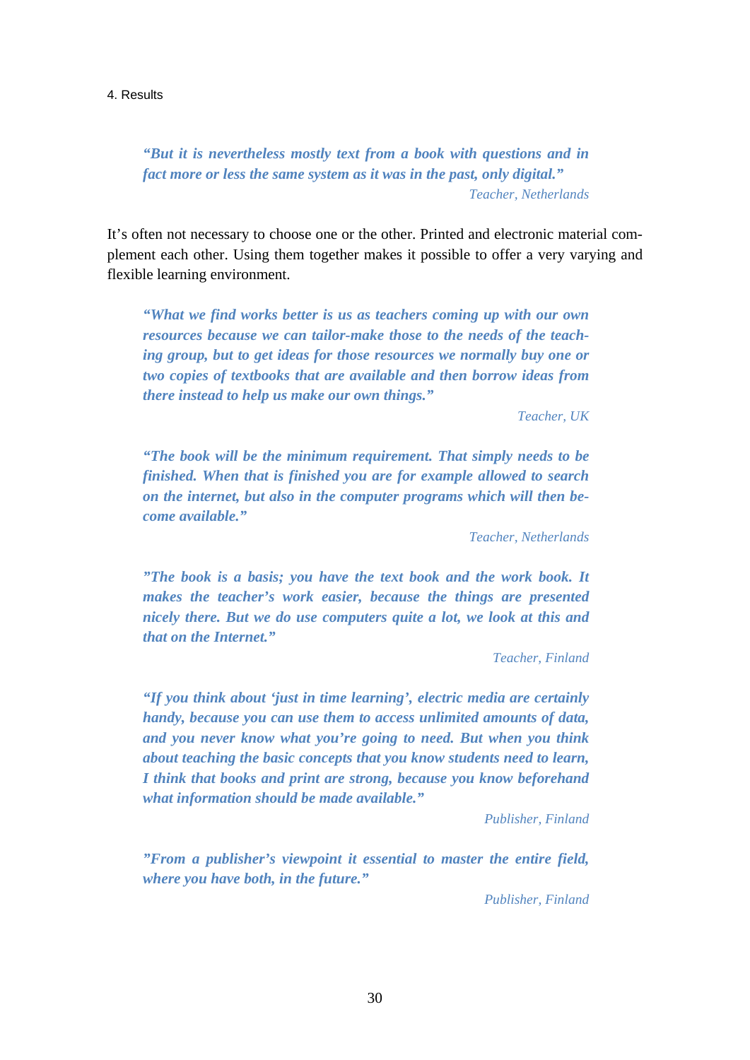> ***"But it is nevertheless mostly text from a book with questions and in fact more or less the same system as it was in the past, only digital."***
>
> *Teacher, Netherlands*

It's often not necessary to choose one or the other. Printed and electronic material complement each other. Using them together makes it possible to offer a very varying and flexible learning environment.

> ***"What we find works better is us as teachers coming up with our own resources because we can tailor-make those to the needs of the teaching group, but to get ideas for those resources we normally buy one or two copies of textbooks that are available and then borrow ideas from there instead to help us make our own things."***
>
> *Teacher, UK*

> ***"The book will be the minimum requirement. That simply needs to be finished. When that is finished you are for example allowed to search on the internet, but also in the computer programs which will then become available."***
>
> *Teacher, Netherlands*

> ***"The book is a basis; you have the text book and the work book. It makes the teacher's work easier, because the things are presented nicely there. But we do use computers quite a lot, we look at this and that on the Internet."***
>
> *Teacher, Finland*

> ***"If you think about 'just in time learning', electric media are certainly handy, because you can use them to access unlimited amounts of data, and you never know what you're going to need. But when you think about teaching the basic concepts that you know students need to learn, I think that books and print are strong, because you know beforehand what information should be made available."***
>
> *Publisher, Finland*

> ***"From a publisher's viewpoint it essential to master the entire field, where you have both, in the future."***
>
> *Publisher, Finland*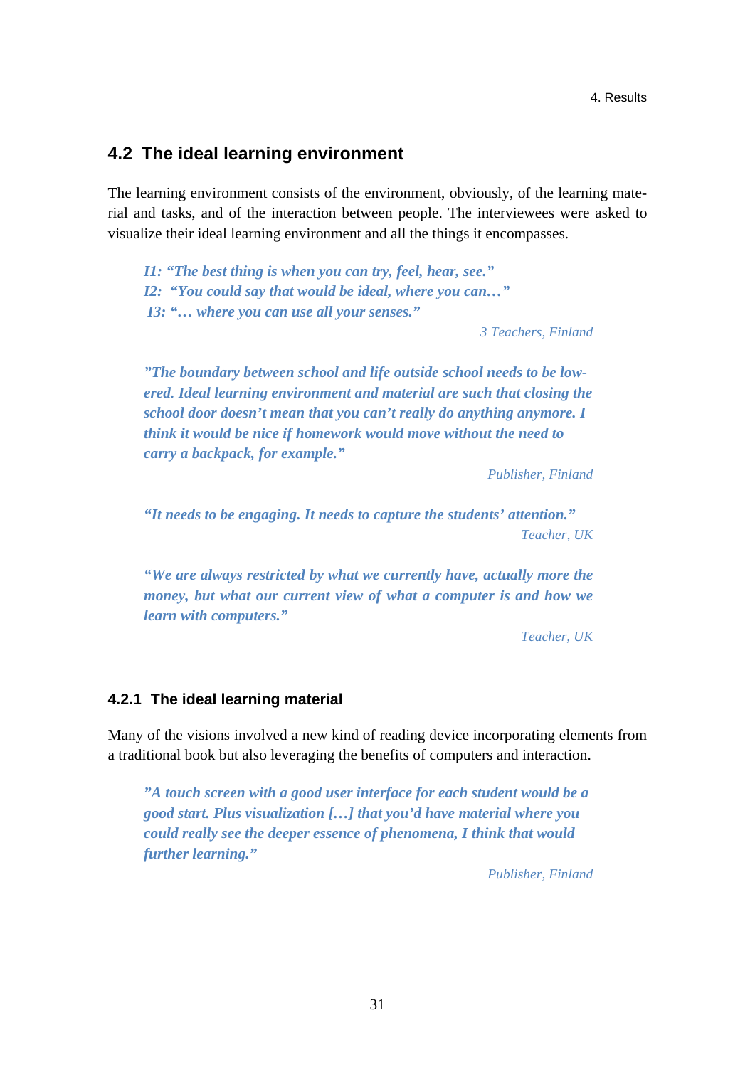## 4.2 The ideal learning environment

The learning environment consists of the environment, obviously, of the learning material and tasks, and of the interaction between people. The interviewees were asked to visualize their ideal learning environment and all the things it encompasses.

> ***I1: "The best thing is when you can try, feel, hear, see."***
> ***I2: "You could say that would be ideal, where you can…"***
> ***I3: "… where you can use all your senses."***
>
> *3 Teachers, Finland*

> ***"The boundary between school and life outside school needs to be lowered. Ideal learning environment and material are such that closing the school door doesn't mean that you can't really do anything anymore. I think it would be nice if homework would move without the need to carry a backpack, for example."***
>
> *Publisher, Finland*

> ***"It needs to be engaging. It needs to capture the students' attention."***
>
> *Teacher, UK*

> ***"We are always restricted by what we currently have, actually more the money, but what our current view of what a computer is and how we learn with computers."***
>
> *Teacher, UK*

### 4.2.1 The ideal learning material

Many of the visions involved a new kind of reading device incorporating elements from a traditional book but also leveraging the benefits of computers and interaction.

> ***"A touch screen with a good user interface for each student would be a good start. Plus visualization […] that you'd have material where you could really see the deeper essence of phenomena, I think that would further learning."***
>
> *Publisher, Finland*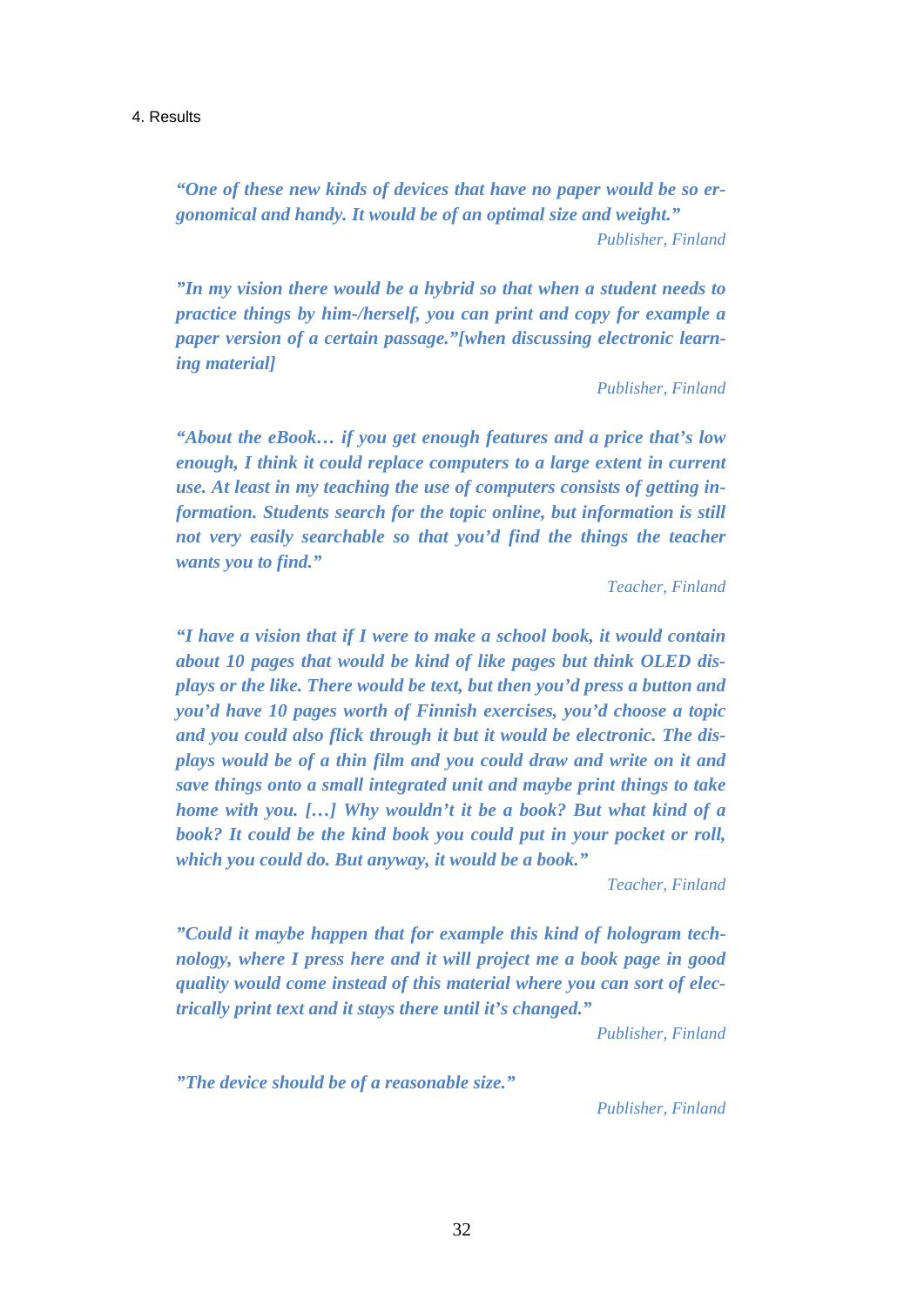***"One of these new kinds of devices that have no paper would be so ergonomical and handy. It would be of an optimal size and weight."***

*Publisher, Finland*

***"In my vision there would be a hybrid so that when a student needs to practice things by him-/herself, you can print and copy for example a paper version of a certain passage."[when discussing electronic learning material]***

*Publisher, Finland*

***"About the eBook… if you get enough features and a price that's low enough, I think it could replace computers to a large extent in current use. At least in my teaching the use of computers consists of getting information. Students search for the topic online, but information is still not very easily searchable so that you'd find the things the teacher wants you to find."***

*Teacher, Finland*

***"I have a vision that if I were to make a school book, it would contain about 10 pages that would be kind of like pages but think OLED displays or the like. There would be text, but then you'd press a button and you'd have 10 pages worth of Finnish exercises, you'd choose a topic and you could also flick through it but it would be electronic. The displays would be of a thin film and you could draw and write on it and save things onto a small integrated unit and maybe print things to take home with you. […] Why wouldn't it be a book? But what kind of a book? It could be the kind book you could put in your pocket or roll, which you could do. But anyway, it would be a book."***

*Teacher, Finland*

***"Could it maybe happen that for example this kind of hologram technology, where I press here and it will project me a book page in good quality would come instead of this material where you can sort of electrically print text and it stays there until it's changed."***

*Publisher, Finland*

***"The device should be of a reasonable size."***

*Publisher, Finland*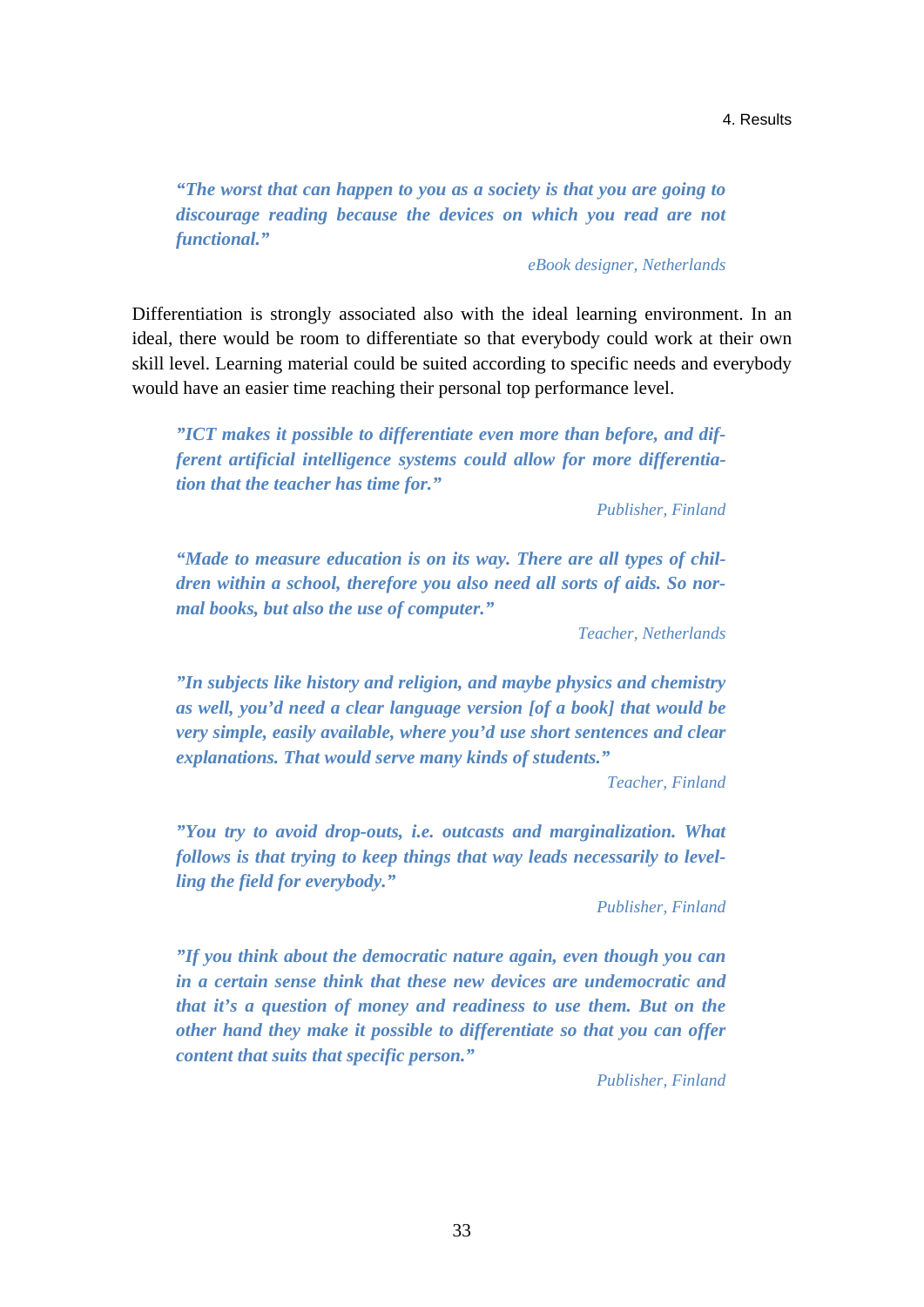> *"The worst that can happen to you as a society is that you are going to discourage reading because the devices on which you read are not functional."*
>
> eBook designer, Netherlands

Differentiation is strongly associated also with the ideal learning environment. In an ideal, there would be room to differentiate so that everybody could work at their own skill level. Learning material could be suited according to specific needs and everybody would have an easier time reaching their personal top performance level.

> *"ICT makes it possible to differentiate even more than before, and different artificial intelligence systems could allow for more differentiation that the teacher has time for."*
>
> Publisher, Finland

> *"Made to measure education is on its way. There are all types of children within a school, therefore you also need all sorts of aids. So normal books, but also the use of computer."*
>
> Teacher, Netherlands

> *"In subjects like history and religion, and maybe physics and chemistry as well, you'd need a clear language version [of a book] that would be very simple, easily available, where you'd use short sentences and clear explanations. That would serve many kinds of students."*
>
> Teacher, Finland

> *"You try to avoid drop-outs, i.e. outcasts and marginalization. What follows is that trying to keep things that way leads necessarily to levelling the field for everybody."*
>
> Publisher, Finland

> *"If you think about the democratic nature again, even though you can in a certain sense think that these new devices are undemocratic and that it's a question of money and readiness to use them. But on the other hand they make it possible to differentiate so that you can offer content that suits that specific person."*
>
> Publisher, Finland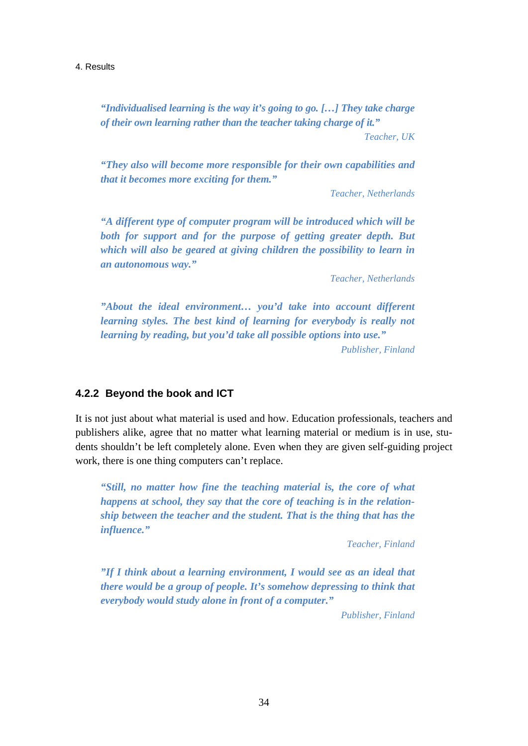> ***"Individualised learning is the way it's going to go. […] They take charge of their own learning rather than the teacher taking charge of it."***
>
> *Teacher, UK*

> ***"They also will become more responsible for their own capabilities and that it becomes more exciting for them."***
>
> *Teacher, Netherlands*

> ***"A different type of computer program will be introduced which will be both for support and for the purpose of getting greater depth. But which will also be geared at giving children the possibility to learn in an autonomous way."***
>
> *Teacher, Netherlands*

> ***"About the ideal environment… you'd take into account different learning styles. The best kind of learning for everybody is really not learning by reading, but you'd take all possible options into use."***
>
> *Publisher, Finland*

### 4.2.2 Beyond the book and ICT

It is not just about what material is used and how. Education professionals, teachers and publishers alike, agree that no matter what learning material or medium is in use, students shouldn't be left completely alone. Even when they are given self-guiding project work, there is one thing computers can't replace.

> ***"Still, no matter how fine the teaching material is, the core of what happens at school, they say that the core of teaching is in the relationship between the teacher and the student. That is the thing that has the influence."***
>
> *Teacher, Finland*

> ***"If I think about a learning environment, I would see as an ideal that there would be a group of people. It's somehow depressing to think that everybody would study alone in front of a computer."***
>
> *Publisher, Finland*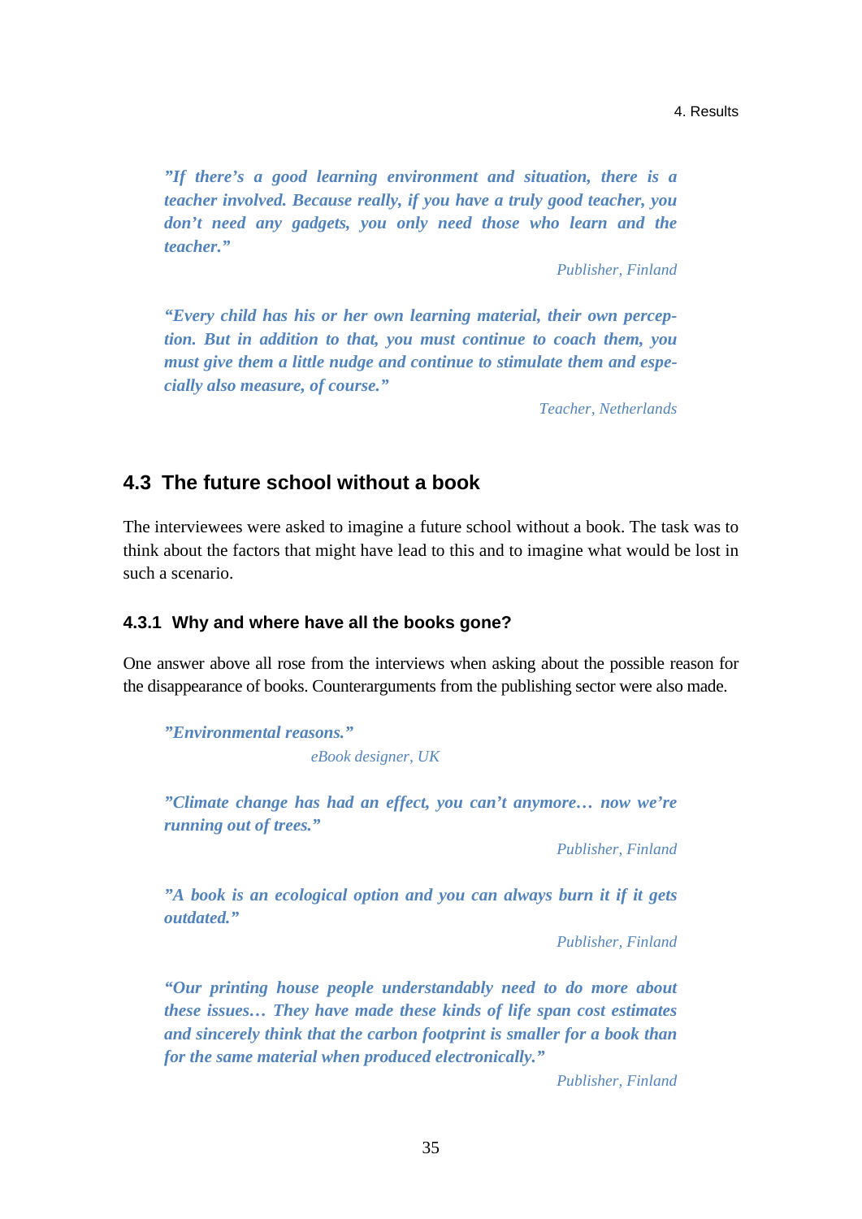*”If there’s a good learning environment and situation, there is a teacher involved. Because really, if you have a truly good teacher, you don’t need any gadgets, you only need those who learn and the teacher.”*

*Publisher, Finland*

*“Every child has his or her own learning material, their own perception. But in addition to that, you must continue to coach them, you must give them a little nudge and continue to stimulate them and especially also measure, of course.”*

*Teacher, Netherlands*

## 4.3 The future school without a book

The interviewees were asked to imagine a future school without a book. The task was to think about the factors that might have lead to this and to imagine what would be lost in such a scenario.

### 4.3.1 Why and where have all the books gone?

One answer above all rose from the interviews when asking about the possible reason for the disappearance of books. Counterarguments from the publishing sector were also made.

*”Environmental reasons.”*

*eBook designer, UK*

*”Climate change has had an effect, you can’t anymore… now we’re running out of trees.”*

*Publisher, Finland*

*”A book is an ecological option and you can always burn it if it gets outdated.”*

*Publisher, Finland*

*“Our printing house people understandably need to do more about these issues… They have made these kinds of life span cost estimates and sincerely think that the carbon footprint is smaller for a book than for the same material when produced electronically.”*

*Publisher, Finland*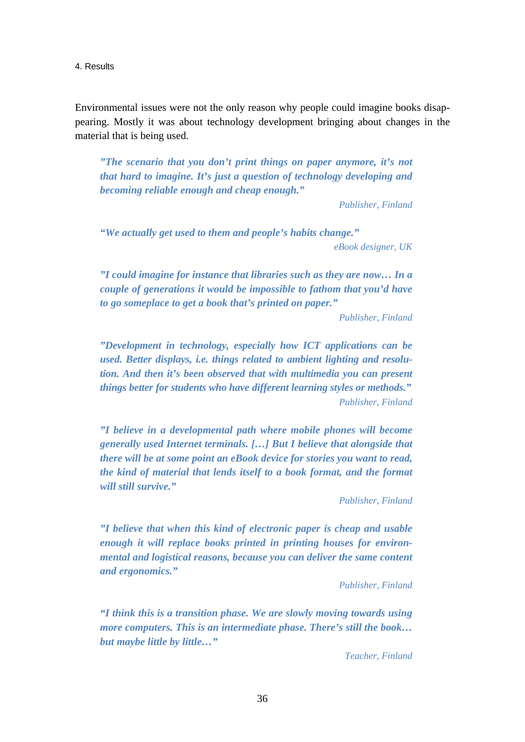Environmental issues were not the only reason why people could imagine books disappearing. Mostly it was about technology development bringing about changes in the material that is being used.

> ***"The scenario that you don't print things on paper anymore, it's not that hard to imagine. It's just a question of technology developing and becoming reliable enough and cheap enough."***
>
> *Publisher, Finland*

> ***"We actually get used to them and people's habits change."***
>
> *eBook designer, UK*

> ***"I could imagine for instance that libraries such as they are now… In a couple of generations it would be impossible to fathom that you'd have to go someplace to get a book that's printed on paper."***
>
> *Publisher, Finland*

> ***"Development in technology, especially how ICT applications can be used. Better displays, i.e. things related to ambient lighting and resolution. And then it's been observed that with multimedia you can present things better for students who have different learning styles or methods."***
>
> *Publisher, Finland*

> ***"I believe in a developmental path where mobile phones will become generally used Internet terminals. […] But I believe that alongside that there will be at some point an eBook device for stories you want to read, the kind of material that lends itself to a book format, and the format will still survive."***
>
> *Publisher, Finland*

> ***"I believe that when this kind of electronic paper is cheap and usable enough it will replace books printed in printing houses for environmental and logistical reasons, because you can deliver the same content and ergonomics."***
>
> *Publisher, Finland*

> ***"I think this is a transition phase. We are slowly moving towards using more computers. This is an intermediate phase. There's still the book… but maybe little by little…"***
>
> *Teacher, Finland*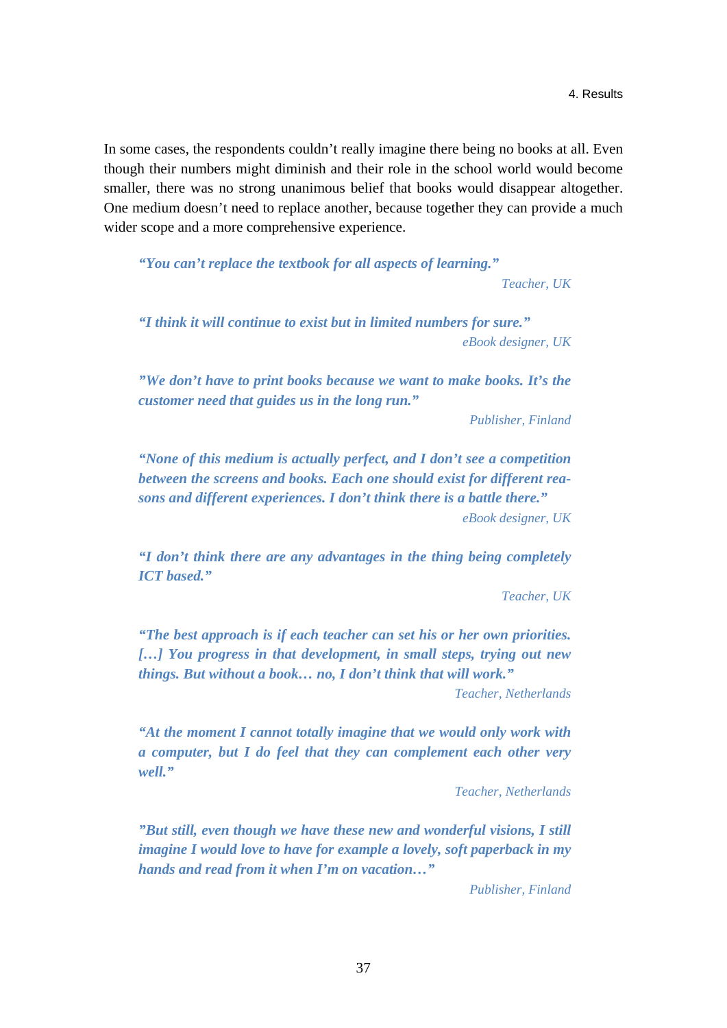In some cases, the respondents couldn't really imagine there being no books at all. Even though their numbers might diminish and their role in the school world would become smaller, there was no strong unanimous belief that books would disappear altogether. One medium doesn't need to replace another, because together they can provide a much wider scope and a more comprehensive experience.

> ***"You can't replace the textbook for all aspects of learning."***
>
> *Teacher, UK*

> ***"I think it will continue to exist but in limited numbers for sure."***
>
> *eBook designer, UK*

> ***"We don't have to print books because we want to make books. It's the customer need that guides us in the long run."***
>
> *Publisher, Finland*

> ***"None of this medium is actually perfect, and I don't see a competition between the screens and books. Each one should exist for different reasons and different experiences. I don't think there is a battle there."***
>
> *eBook designer, UK*

> ***"I don't think there are any advantages in the thing being completely ICT based."***
>
> *Teacher, UK*

> ***"The best approach is if each teacher can set his or her own priorities. […] You progress in that development, in small steps, trying out new things. But without a book… no, I don't think that will work."***
>
> *Teacher, Netherlands*

> ***"At the moment I cannot totally imagine that we would only work with a computer, but I do feel that they can complement each other very well."***
>
> *Teacher, Netherlands*

> ***"But still, even though we have these new and wonderful visions, I still imagine I would love to have for example a lovely, soft paperback in my hands and read from it when I'm on vacation…"***
>
> *Publisher, Finland*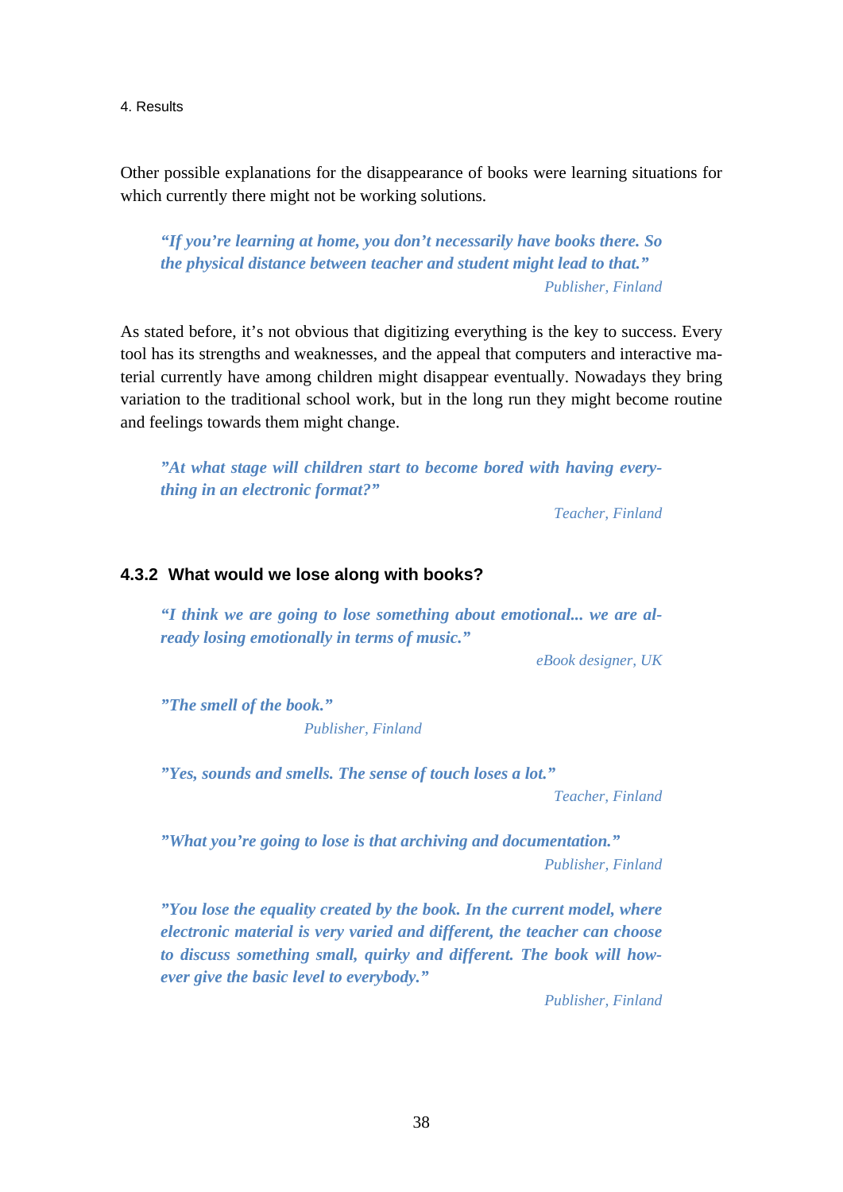Other possible explanations for the disappearance of books were learning situations for which currently there might not be working solutions.

> ***"If you're learning at home, you don't necessarily have books there. So the physical distance between teacher and student might lead to that."***
>
> *Publisher, Finland*

As stated before, it's not obvious that digitizing everything is the key to success. Every tool has its strengths and weaknesses, and the appeal that computers and interactive material currently have among children might disappear eventually. Nowadays they bring variation to the traditional school work, but in the long run they might become routine and feelings towards them might change.

> ***"At what stage will children start to become bored with having everything in an electronic format?"***
>
> *Teacher, Finland*

### 4.3.2 What would we lose along with books?

> ***"I think we are going to lose something about emotional... we are already losing emotionally in terms of music."***
>
> *eBook designer, UK*

> ***"The smell of the book."***
>
> *Publisher, Finland*

> ***"Yes, sounds and smells. The sense of touch loses a lot."***
>
> *Teacher, Finland*

> ***"What you're going to lose is that archiving and documentation."***
>
> *Publisher, Finland*

> ***"You lose the equality created by the book. In the current model, where electronic material is very varied and different, the teacher can choose to discuss something small, quirky and different. The book will however give the basic level to everybody."***
>
> *Publisher, Finland*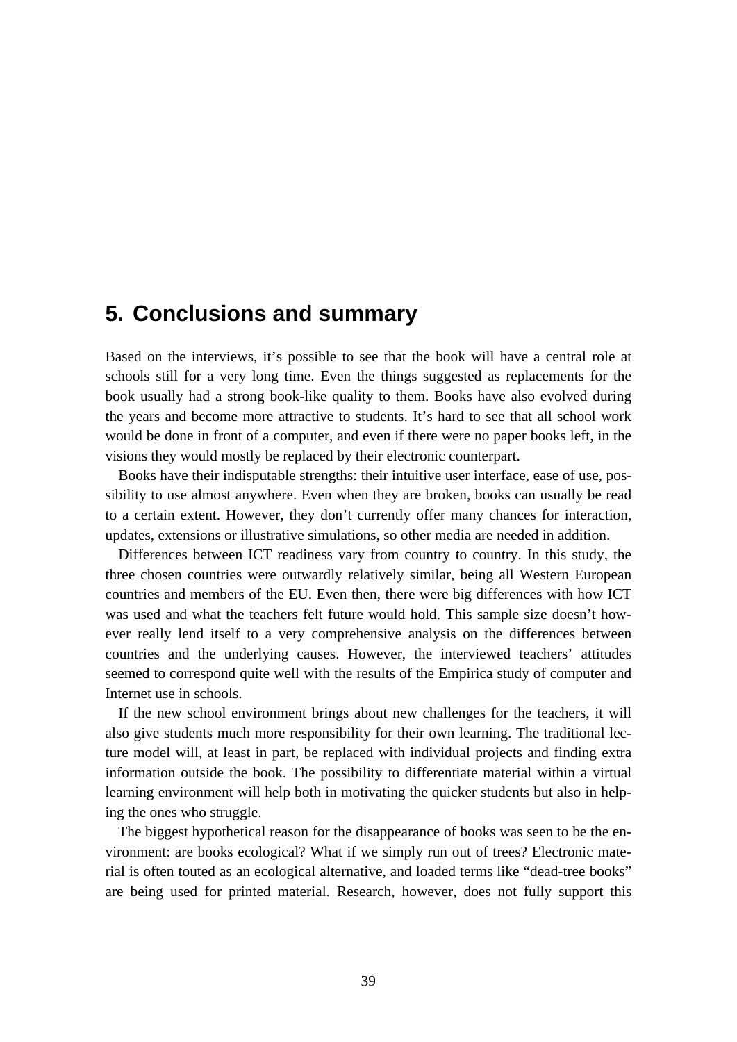# 5. Conclusions and summary

Based on the interviews, it's possible to see that the book will have a central role at schools still for a very long time. Even the things suggested as replacements for the book usually had a strong book-like quality to them. Books have also evolved during the years and become more attractive to students. It's hard to see that all school work would be done in front of a computer, and even if there were no paper books left, in the visions they would mostly be replaced by their electronic counterpart.

Books have their indisputable strengths: their intuitive user interface, ease of use, possibility to use almost anywhere. Even when they are broken, books can usually be read to a certain extent. However, they don't currently offer many chances for interaction, updates, extensions or illustrative simulations, so other media are needed in addition.

Differences between ICT readiness vary from country to country. In this study, the three chosen countries were outwardly relatively similar, being all Western European countries and members of the EU. Even then, there were big differences with how ICT was used and what the teachers felt future would hold. This sample size doesn't however really lend itself to a very comprehensive analysis on the differences between countries and the underlying causes. However, the interviewed teachers' attitudes seemed to correspond quite well with the results of the Empirica study of computer and Internet use in schools.

If the new school environment brings about new challenges for the teachers, it will also give students much more responsibility for their own learning. The traditional lecture model will, at least in part, be replaced with individual projects and finding extra information outside the book. The possibility to differentiate material within a virtual learning environment will help both in motivating the quicker students but also in helping the ones who struggle.

The biggest hypothetical reason for the disappearance of books was seen to be the environment: are books ecological? What if we simply run out of trees? Electronic material is often touted as an ecological alternative, and loaded terms like "dead-tree books" are being used for printed material. Research, however, does not fully support this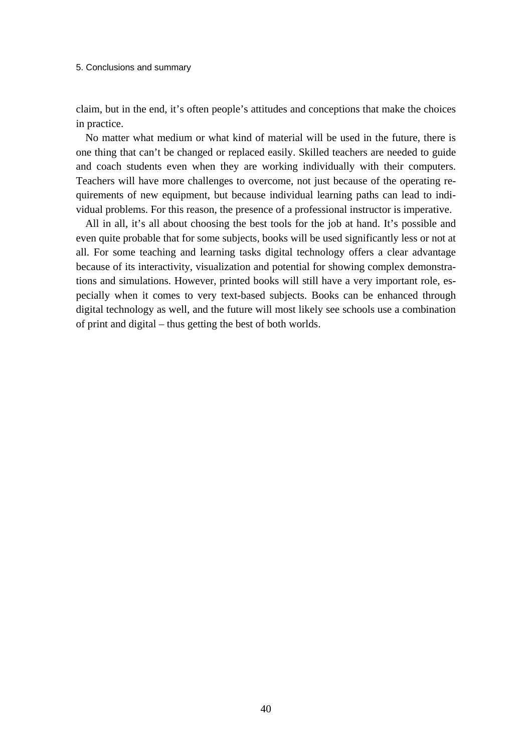claim, but in the end, it's often people's attitudes and conceptions that make the choices in practice.

No matter what medium or what kind of material will be used in the future, there is one thing that can't be changed or replaced easily. Skilled teachers are needed to guide and coach students even when they are working individually with their computers. Teachers will have more challenges to overcome, not just because of the operating requirements of new equipment, but because individual learning paths can lead to individual problems. For this reason, the presence of a professional instructor is imperative.

All in all, it's all about choosing the best tools for the job at hand. It's possible and even quite probable that for some subjects, books will be used significantly less or not at all. For some teaching and learning tasks digital technology offers a clear advantage because of its interactivity, visualization and potential for showing complex demonstrations and simulations. However, printed books will still have a very important role, especially when it comes to very text-based subjects. Books can be enhanced through digital technology as well, and the future will most likely see schools use a combination of print and digital – thus getting the best of both worlds.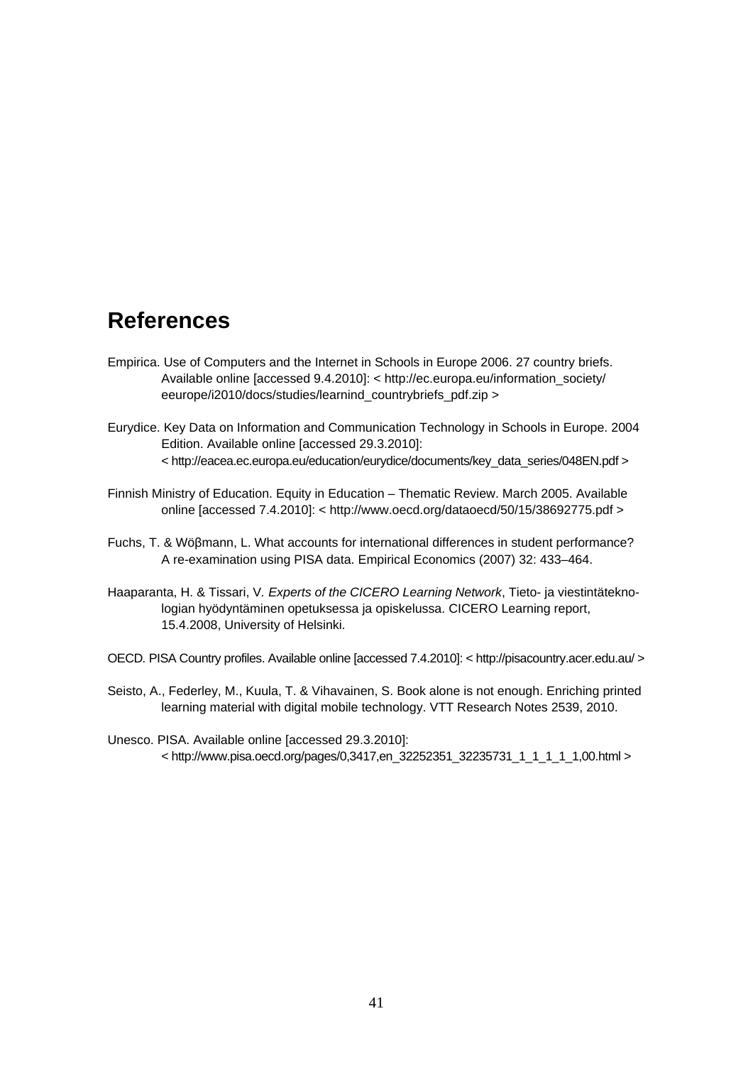# References

Empirica. Use of Computers and the Internet in Schools in Europe 2006. 27 country briefs. Available online [accessed 9.4.2010]: < http://ec.europa.eu/information_society/eeurope/i2010/docs/studies/learnind_countrybriefs_pdf.zip >

Eurydice. Key Data on Information and Communication Technology in Schools in Europe. 2004 Edition. Available online [accessed 29.3.2010]: < http://eacea.ec.europa.eu/education/eurydice/documents/key_data_series/048EN.pdf >

Finnish Ministry of Education. Equity in Education – Thematic Review. March 2005. Available online [accessed 7.4.2010]: < http://www.oecd.org/dataoecd/50/15/38692775.pdf >

Fuchs, T. & Wöβmann, L. What accounts for international differences in student performance? A re-examination using PISA data. Empirical Economics (2007) 32: 433–464.

Haaparanta, H. & Tissari, V. *Experts of the CICERO Learning Network*, Tieto- ja viestintäteknologian hyödyntäminen opetuksessa ja opiskelussa. CICERO Learning report, 15.4.2008, University of Helsinki.

OECD. PISA Country profiles. Available online [accessed 7.4.2010]: < http://pisacountry.acer.edu.au/ >

Seisto, A., Federley, M., Kuula, T. & Vihavainen, S. Book alone is not enough. Enriching printed learning material with digital mobile technology. VTT Research Notes 2539, 2010.

Unesco. PISA. Available online [accessed 29.3.2010]: < http://www.pisa.oecd.org/pages/0,3417,en_32252351_32235731_1_1_1_1_1,00.html >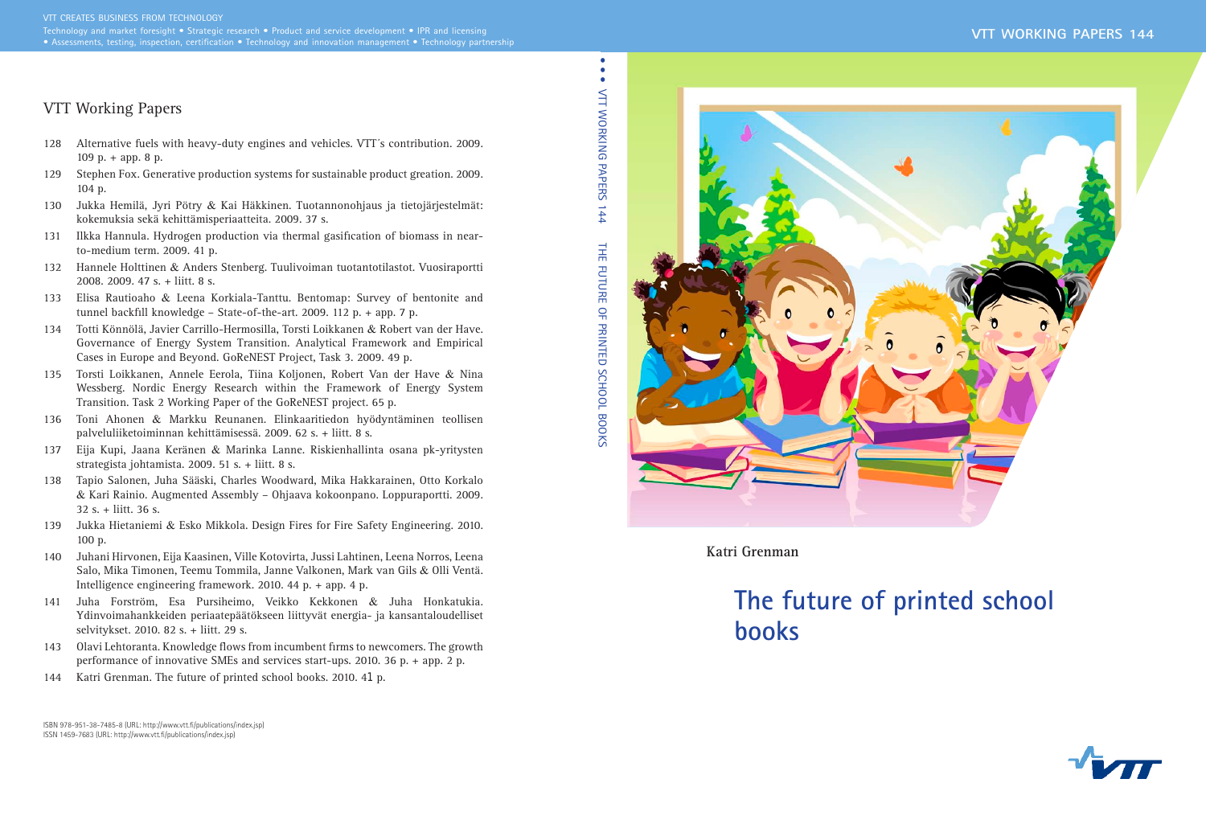VTT CREATES BUSINESS FROM TECHNOLOGY

Technology and market foresight • Strategic research • Product and service development • IPR and licensing • Assessments, testing, inspection, certification • Technology and innovation management • Technology partnership

VTT WORKING PAPERS 144

## VTT Working Papers

128 Alternative fuels with heavy-duty engines and vehicles. VTT´s contribution. 2009. 109 p. + app. 8 p.

129 Stephen Fox. Generative production systems for sustainable product greation. 2009. 104 p.

130 Jukka Hemilä, Jyri Pötry & Kai Häkkinen. Tuotannonohjaus ja tietojärjestelmät: kokemuksia sekä kehittämisperiaatteita. 2009. 37 s.

131 Ilkka Hannula. Hydrogen production via thermal gasification of biomass in near-to-medium term. 2009. 41 p.

132 Hannele Holttinen & Anders Stenberg. Tuulivoiman tuotantotilastot. Vuosiraportti 2008. 2009. 47 s. + liitt. 8 s.

133 Elisa Rautioaho & Leena Korkiala-Tanttu. Bentomap: Survey of bentonite and tunnel backfill knowledge – State-of-the-art. 2009. 112 p. + app. 7 p.

134 Totti Könnölä, Javier Carrillo-Hermosilla, Torsti Loikkanen & Robert van der Have. Governance of Energy System Transition. Analytical Framework and Empirical Cases in Europe and Beyond. GoReNEST Project, Task 3. 2009. 49 p.

135 Torsti Loikkanen, Annele Eerola, Tiina Koljonen, Robert Van der Have & Nina Wessberg. Nordic Energy Research within the Framework of Energy System Transition. Task 2 Working Paper of the GoReNEST project. 65 p.

136 Toni Ahonen & Markku Reunanen. Elinkaaritiedon hyödyntäminen teollisen palveluliiketoiminnan kehittämisessä. 2009. 62 s. + liitt. 8 s.

137 Eija Kupi, Jaana Keränen & Marinka Lanne. Riskienhallinta osana pk-yritysten strategista johtamista. 2009. 51 s. + liitt. 8 s.

138 Tapio Salonen, Juha Sääski, Charles Woodward, Mika Hakkarainen, Otto Korkalo & Kari Rainio. Augmented Assembly – Ohjaava kokoonpano. Loppuraportti. 2009. 32 s. + liitt. 36 s.

139 Jukka Hietaniemi & Esko Mikkola. Design Fires for Fire Safety Engineering. 2010. 100 p.

140 Juhani Hirvonen, Eija Kaasinen, Ville Kotovirta, Jussi Lahtinen, Leena Norros, Leena Salo, Mika Timonen, Teemu Tommila, Janne Valkonen, Mark van Gils & Olli Ventä. Intelligence engineering framework. 2010. 44 p. + app. 4 p.

141 Juha Forström, Esa Pursiheimo, Veikko Kekkonen & Juha Honkatukia. Ydinvoimahankkeiden periaatepäätökseen liittyvät energia- ja kansantaloudelliset selvitykset. 2010. 82 s. + liitt. 29 s.

143 Olavi Lehtoranta. Knowledge flows from incumbent firms to newcomers. The growth performance of innovative SMEs and services start-ups. 2010. 36 p. + app. 2 p.

144 Katri Grenman. The future of printed school books. 2010. 41 p.

ISBN 978-951-38-7485-8 (URL: http://www.vtt.fi/publications/index.jsp)
ISSN 1459-7683 (URL: http://www.vtt.fi/publications/index.jsp)

VTT WORKING PAPERS 144 THE FUTURE OF PRINTED SCHOOL BOOKS

**Katri Grenman**

# The future of printed school books